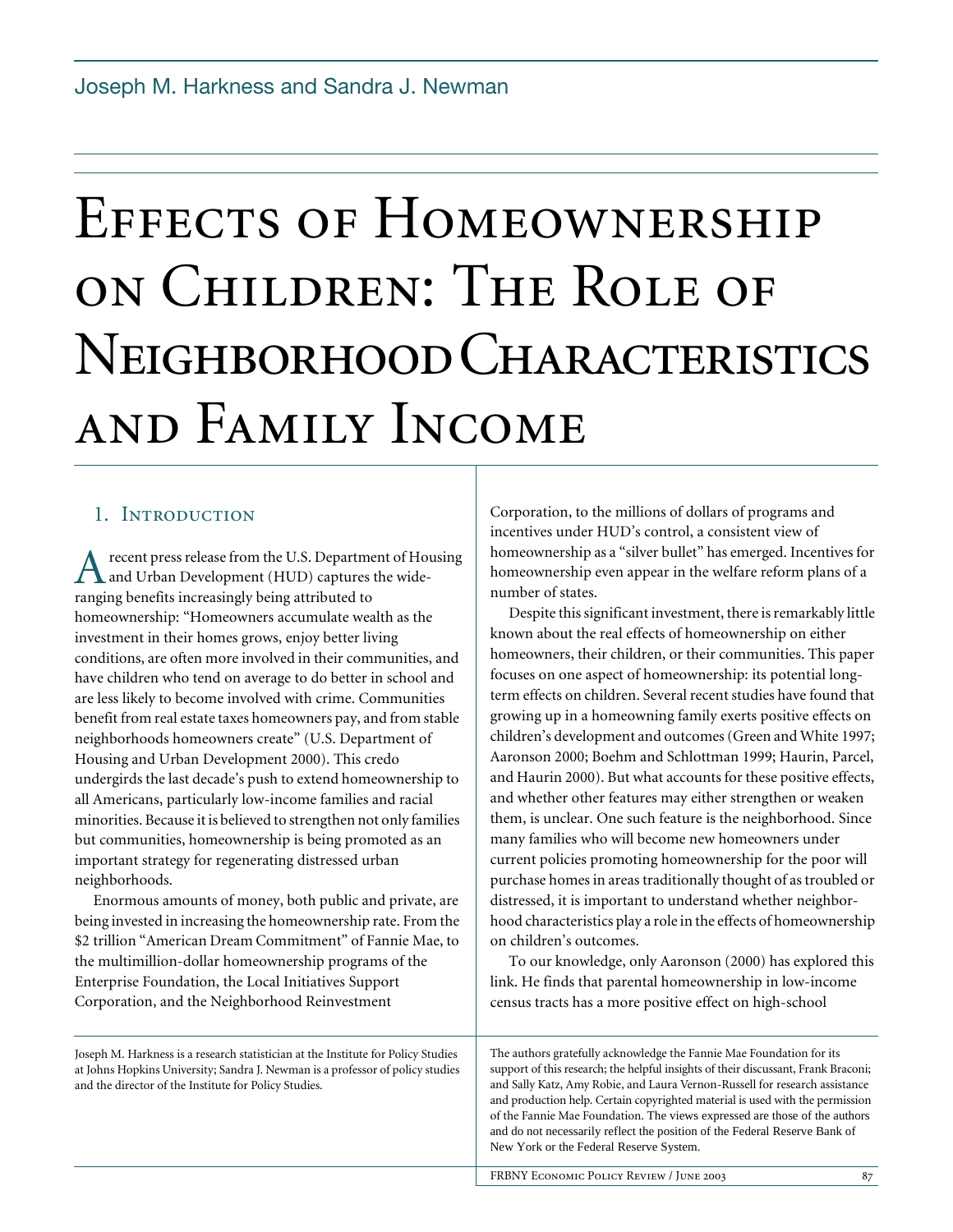Joseph M. Harkness and Sandra J. Newman

# Effects of Homeownership on Children: The Role of Neighborhood Characteristics and Family Income

## 1. Introduction

A recent press release from the U.S. Department of Housing and Urban Development (HUD) captures the wide-ranging benefits increasingly being attributed to homeownership: "Homeowners accumulate wealth as the investment in their homes grows, enjoy better living conditions, are often more involved in their communities, and have children who tend on average to do better in school and are less likely to become involved with crime. Communities benefit from real estate taxes homeowners pay, and from stable neighborhoods homeowners create" (U.S. Department of Housing and Urban Development 2000). This credo undergirds the last decade's push to extend homeownership to all Americans, particularly low-income families and racial minorities. Because it is believed to strengthen not only families but communities, homeownership is being promoted as an important strategy for regenerating distressed urban neighborhoods.

Enormous amounts of money, both public and private, are being invested in increasing the homeownership rate. From the $2 trillion "American Dream Commitment" of Fannie Mae, to the multimillion-dollar homeownership programs of the Enterprise Foundation, the Local Initiatives Support Corporation, and the Neighborhood Reinvestment Corporation, to the millions of dollars of programs and incentives under HUD's control, a consistent view of homeownership as a "silver bullet" has emerged. Incentives for homeownership even appear in the welfare reform plans of a number of states.

Despite this significant investment, there is remarkably little known about the real effects of homeownership on either homeowners, their children, or their communities. This paper focuses on one aspect of homeownership: its potential long-term effects on children. Several recent studies have found that growing up in a homeowning family exerts positive effects on children's development and outcomes (Green and White 1997; Aaronson 2000; Boehm and Schlottman 1999; Haurin, Parcel, and Haurin 2000). But what accounts for these positive effects, and whether other features may either strengthen or weaken them, is unclear. One such feature is the neighborhood. Since many families who will become new homeowners under current policies promoting homeownership for the poor will purchase homes in areas traditionally thought of as troubled or distressed, it is important to understand whether neighborhood characteristics play a role in the effects of homeownership on children's outcomes.

To our knowledge, only Aaronson (2000) has explored this link. He finds that parental homeownership in low-income census tracts has a more positive effect on high-school

---

Joseph M. Harkness is a research statistician at the Institute for Policy Studies at Johns Hopkins University; Sandra J. Newman is a professor of policy studies and the director of the Institute for Policy Studies.

The authors gratefully acknowledge the Fannie Mae Foundation for its support of this research; the helpful insights of their discussant, Frank Braconi; and Sally Katz, Amy Robie, and Laura Vernon-Russell for research assistance and production help. Certain copyrighted material is used with the permission of the Fannie Mae Foundation. The views expressed are those of the authors and do not necessarily reflect the position of the Federal Reserve Bank of New York or the Federal Reserve System.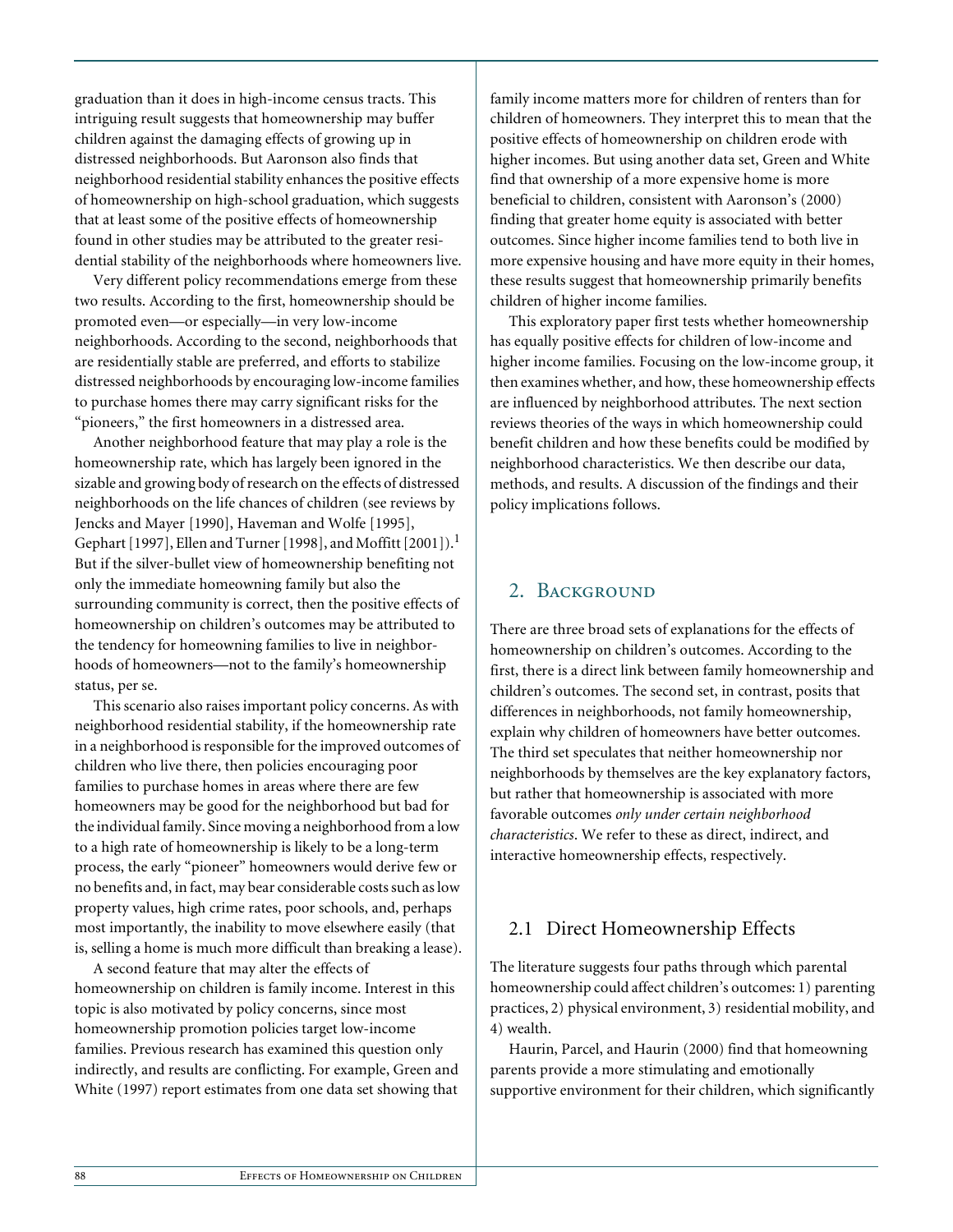graduation than it does in high-income census tracts. This intriguing result suggests that homeownership may buffer children against the damaging effects of growing up in distressed neighborhoods. But Aaronson also finds that neighborhood residential stability enhances the positive effects of homeownership on high-school graduation, which suggests that at least some of the positive effects of homeownership found in other studies may be attributed to the greater residential stability of the neighborhoods where homeowners live.

Very different policy recommendations emerge from these two results. According to the first, homeownership should be promoted even—or especially—in very low-income neighborhoods. According to the second, neighborhoods that are residentially stable are preferred, and efforts to stabilize distressed neighborhoods by encouraging low-income families to purchase homes there may carry significant risks for the "pioneers," the first homeowners in a distressed area.

Another neighborhood feature that may play a role is the homeownership rate, which has largely been ignored in the sizable and growing body of research on the effects of distressed neighborhoods on the life chances of children (see reviews by Jencks and Mayer [1990], Haveman and Wolfe [1995], Gephart [1997], Ellen and Turner [1998], and Moffitt [2001]).[1] But if the silver-bullet view of homeownership benefiting not only the immediate homeowning family but also the surrounding community is correct, then the positive effects of homeownership on children's outcomes may be attributed to the tendency for homeowning families to live in neighborhoods of homeowners—not to the family's homeownership status, per se.

This scenario also raises important policy concerns. As with neighborhood residential stability, if the homeownership rate in a neighborhood is responsible for the improved outcomes of children who live there, then policies encouraging poor families to purchase homes in areas where there are few homeowners may be good for the neighborhood but bad for the individual family. Since moving a neighborhood from a low to a high rate of homeownership is likely to be a long-term process, the early "pioneer" homeowners would derive few or no benefits and, in fact, may bear considerable costs such as low property values, high crime rates, poor schools, and, perhaps most importantly, the inability to move elsewhere easily (that is, selling a home is much more difficult than breaking a lease).

A second feature that may alter the effects of homeownership on children is family income. Interest in this topic is also motivated by policy concerns, since most homeownership promotion policies target low-income families. Previous research has examined this question only indirectly, and results are conflicting. For example, Green and White (1997) report estimates from one data set showing that family income matters more for children of renters than for children of homeowners. They interpret this to mean that the positive effects of homeownership on children erode with higher incomes. But using another data set, Green and White find that ownership of a more expensive home is more beneficial to children, consistent with Aaronson's (2000) finding that greater home equity is associated with better outcomes. Since higher income families tend to both live in more expensive housing and have more equity in their homes, these results suggest that homeownership primarily benefits children of higher income families.

This exploratory paper first tests whether homeownership has equally positive effects for children of low-income and higher income families. Focusing on the low-income group, it then examines whether, and how, these homeownership effects are influenced by neighborhood attributes. The next section reviews theories of the ways in which homeownership could benefit children and how these benefits could be modified by neighborhood characteristics. We then describe our data, methods, and results. A discussion of the findings and their policy implications follows.

## 2. Background

There are three broad sets of explanations for the effects of homeownership on children's outcomes. According to the first, there is a direct link between family homeownership and children's outcomes. The second set, in contrast, posits that differences in neighborhoods, not family homeownership, explain why children of homeowners have better outcomes. The third set speculates that neither homeownership nor neighborhoods by themselves are the key explanatory factors, but rather that homeownership is associated with more favorable outcomes *only under certain neighborhood characteristics*. We refer to these as direct, indirect, and interactive homeownership effects, respectively.

### 2.1 Direct Homeownership Effects

The literature suggests four paths through which parental homeownership could affect children's outcomes: 1) parenting practices, 2) physical environment, 3) residential mobility, and 4) wealth.

Haurin, Parcel, and Haurin (2000) find that homeowning parents provide a more stimulating and emotionally supportive environment for their children, which significantly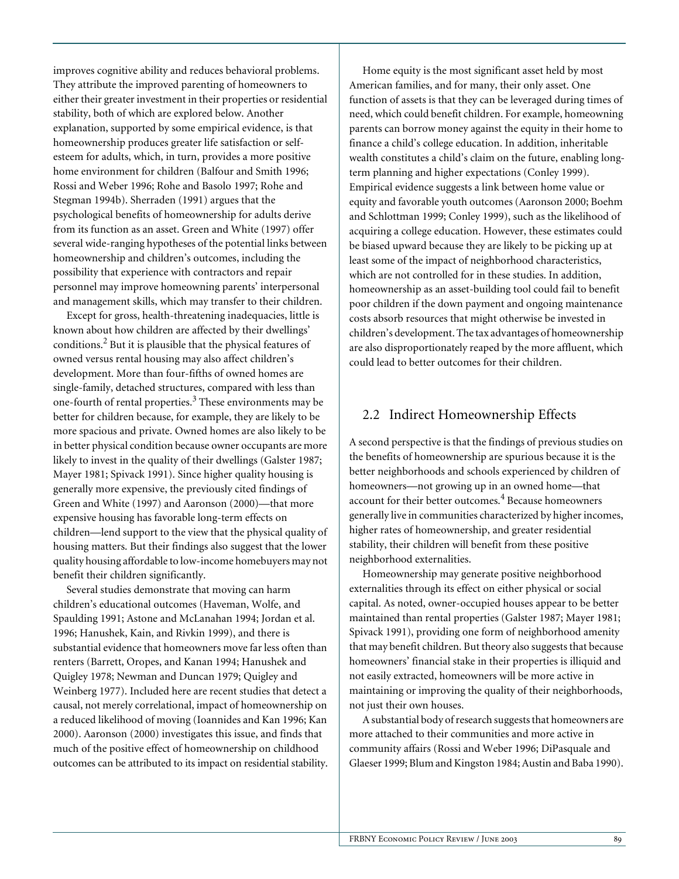improves cognitive ability and reduces behavioral problems. They attribute the improved parenting of homeowners to either their greater investment in their properties or residential stability, both of which are explored below. Another explanation, supported by some empirical evidence, is that homeownership produces greater life satisfaction or self-esteem for adults, which, in turn, provides a more positive home environment for children (Balfour and Smith 1996; Rossi and Weber 1996; Rohe and Basolo 1997; Rohe and Stegman 1994b). Sherraden (1991) argues that the psychological benefits of homeownership for adults derive from its function as an asset. Green and White (1997) offer several wide-ranging hypotheses of the potential links between homeownership and children's outcomes, including the possibility that experience with contractors and repair personnel may improve homeowning parents' interpersonal and management skills, which may transfer to their children.

Except for gross, health-threatening inadequacies, little is known about how children are affected by their dwellings' conditions.[2] But it is plausible that the physical features of owned versus rental housing may also affect children's development. More than four-fifths of owned homes are single-family, detached structures, compared with less than one-fourth of rental properties.[3] These environments may be better for children because, for example, they are likely to be more spacious and private. Owned homes are also likely to be in better physical condition because owner occupants are more likely to invest in the quality of their dwellings (Galster 1987; Mayer 1981; Spivack 1991). Since higher quality housing is generally more expensive, the previously cited findings of Green and White (1997) and Aaronson (2000)—that more expensive housing has favorable long-term effects on children—lend support to the view that the physical quality of housing matters. But their findings also suggest that the lower quality housing affordable to low-income homebuyers may not benefit their children significantly.

Several studies demonstrate that moving can harm children's educational outcomes (Haveman, Wolfe, and Spaulding 1991; Astone and McLanahan 1994; Jordan et al. 1996; Hanushek, Kain, and Rivkin 1999), and there is substantial evidence that homeowners move far less often than renters (Barrett, Oropes, and Kanan 1994; Hanushek and Quigley 1978; Newman and Duncan 1979; Quigley and Weinberg 1977). Included here are recent studies that detect a causal, not merely correlational, impact of homeownership on a reduced likelihood of moving (Ioannides and Kan 1996; Kan 2000). Aaronson (2000) investigates this issue, and finds that much of the positive effect of homeownership on childhood outcomes can be attributed to its impact on residential stability.

Home equity is the most significant asset held by most American families, and for many, their only asset. One function of assets is that they can be leveraged during times of need, which could benefit children. For example, homeowning parents can borrow money against the equity in their home to finance a child's college education. In addition, inheritable wealth constitutes a child's claim on the future, enabling long-term planning and higher expectations (Conley 1999). Empirical evidence suggests a link between home value or equity and favorable youth outcomes (Aaronson 2000; Boehm and Schlottman 1999; Conley 1999), such as the likelihood of acquiring a college education. However, these estimates could be biased upward because they are likely to be picking up at least some of the impact of neighborhood characteristics, which are not controlled for in these studies. In addition, homeownership as an asset-building tool could fail to benefit poor children if the down payment and ongoing maintenance costs absorb resources that might otherwise be invested in children's development. The tax advantages of homeownership are also disproportionately reaped by the more affluent, which could lead to better outcomes for their children.

## 2.2 Indirect Homeownership Effects

A second perspective is that the findings of previous studies on the benefits of homeownership are spurious because it is the better neighborhoods and schools experienced by children of homeowners—not growing up in an owned home—that account for their better outcomes.[4] Because homeowners generally live in communities characterized by higher incomes, higher rates of homeownership, and greater residential stability, their children will benefit from these positive neighborhood externalities.

Homeownership may generate positive neighborhood externalities through its effect on either physical or social capital. As noted, owner-occupied houses appear to be better maintained than rental properties (Galster 1987; Mayer 1981; Spivack 1991), providing one form of neighborhood amenity that may benefit children. But theory also suggests that because homeowners' financial stake in their properties is illiquid and not easily extracted, homeowners will be more active in maintaining or improving the quality of their neighborhoods, not just their own houses.

A substantial body of research suggests that homeowners are more attached to their communities and more active in community affairs (Rossi and Weber 1996; DiPasquale and Glaeser 1999; Blum and Kingston 1984; Austin and Baba 1990).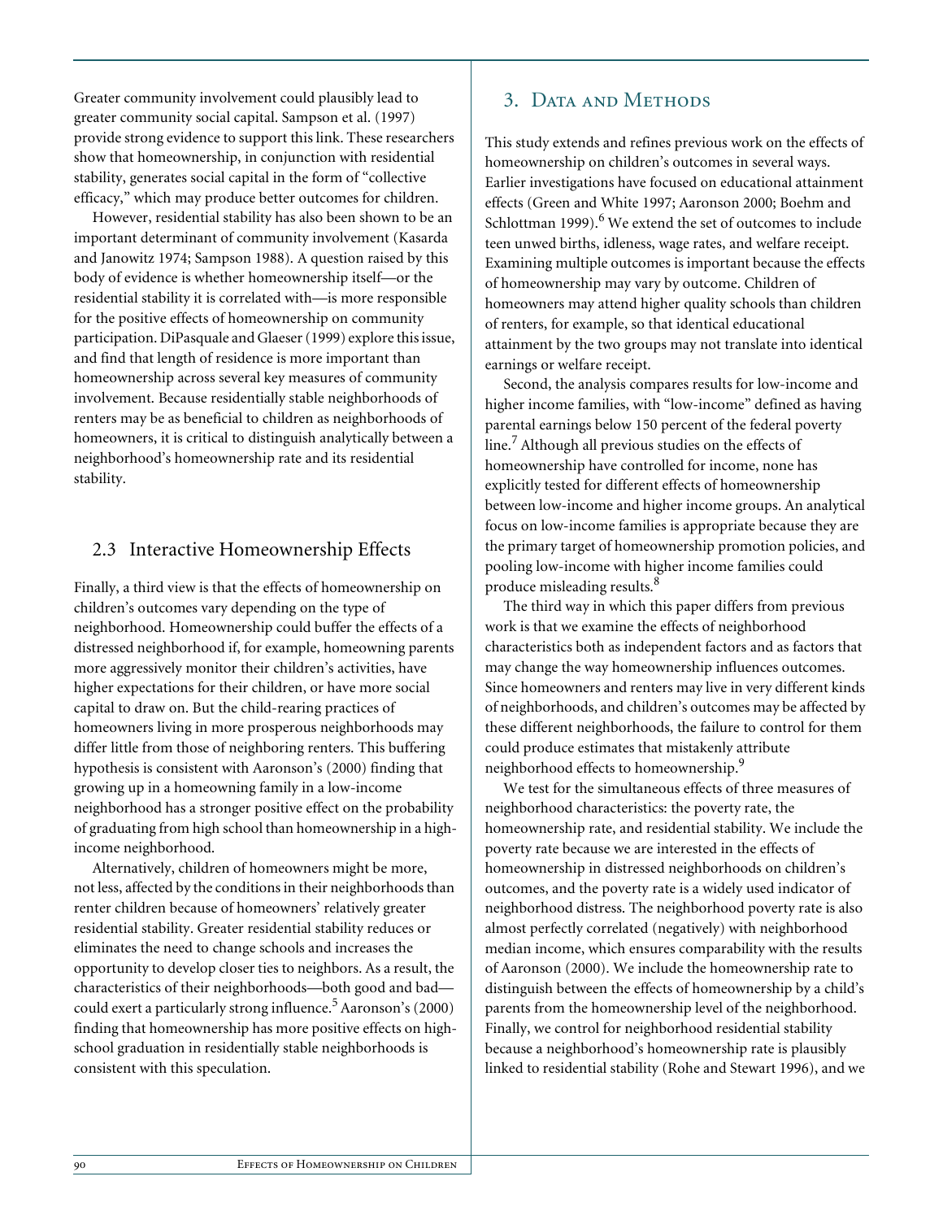Greater community involvement could plausibly lead to greater community social capital. Sampson et al. (1997) provide strong evidence to support this link. These researchers show that homeownership, in conjunction with residential stability, generates social capital in the form of "collective efficacy," which may produce better outcomes for children.

However, residential stability has also been shown to be an important determinant of community involvement (Kasarda and Janowitz 1974; Sampson 1988). A question raised by this body of evidence is whether homeownership itself—or the residential stability it is correlated with—is more responsible for the positive effects of homeownership on community participation. DiPasquale and Glaeser (1999) explore this issue, and find that length of residence is more important than homeownership across several key measures of community involvement. Because residentially stable neighborhoods of renters may be as beneficial to children as neighborhoods of homeowners, it is critical to distinguish analytically between a neighborhood's homeownership rate and its residential stability.

### 2.3 Interactive Homeownership Effects

Finally, a third view is that the effects of homeownership on children's outcomes vary depending on the type of neighborhood. Homeownership could buffer the effects of a distressed neighborhood if, for example, homeowning parents more aggressively monitor their children's activities, have higher expectations for their children, or have more social capital to draw on. But the child-rearing practices of homeowners living in more prosperous neighborhoods may differ little from those of neighboring renters. This buffering hypothesis is consistent with Aaronson's (2000) finding that growing up in a homeowning family in a low-income neighborhood has a stronger positive effect on the probability of graduating from high school than homeownership in a high-income neighborhood.

Alternatively, children of homeowners might be more, not less, affected by the conditions in their neighborhoods than renter children because of homeowners' relatively greater residential stability. Greater residential stability reduces or eliminates the need to change schools and increases the opportunity to develop closer ties to neighbors. As a result, the characteristics of their neighborhoods—both good and bad—could exert a particularly strong influence.[5] Aaronson's (2000) finding that homeownership has more positive effects on high-school graduation in residentially stable neighborhoods is consistent with this speculation.

## 3. Data and Methods

This study extends and refines previous work on the effects of homeownership on children's outcomes in several ways. Earlier investigations have focused on educational attainment effects (Green and White 1997; Aaronson 2000; Boehm and Schlottman 1999).[6] We extend the set of outcomes to include teen unwed births, idleness, wage rates, and welfare receipt. Examining multiple outcomes is important because the effects of homeownership may vary by outcome. Children of homeowners may attend higher quality schools than children of renters, for example, so that identical educational attainment by the two groups may not translate into identical earnings or welfare receipt.

Second, the analysis compares results for low-income and higher income families, with "low-income" defined as having parental earnings below 150 percent of the federal poverty line.[7] Although all previous studies on the effects of homeownership have controlled for income, none has explicitly tested for different effects of homeownership between low-income and higher income groups. An analytical focus on low-income families is appropriate because they are the primary target of homeownership promotion policies, and pooling low-income with higher income families could produce misleading results.[8]

The third way in which this paper differs from previous work is that we examine the effects of neighborhood characteristics both as independent factors and as factors that may change the way homeownership influences outcomes. Since homeowners and renters may live in very different kinds of neighborhoods, and children's outcomes may be affected by these different neighborhoods, the failure to control for them could produce estimates that mistakenly attribute neighborhood effects to homeownership.[9]

We test for the simultaneous effects of three measures of neighborhood characteristics: the poverty rate, the homeownership rate, and residential stability. We include the poverty rate because we are interested in the effects of homeownership in distressed neighborhoods on children's outcomes, and the poverty rate is a widely used indicator of neighborhood distress. The neighborhood poverty rate is also almost perfectly correlated (negatively) with neighborhood median income, which ensures comparability with the results of Aaronson (2000). We include the homeownership rate to distinguish between the effects of homeownership by a child's parents from the homeownership level of the neighborhood. Finally, we control for neighborhood residential stability because a neighborhood's homeownership rate is plausibly linked to residential stability (Rohe and Stewart 1996), and we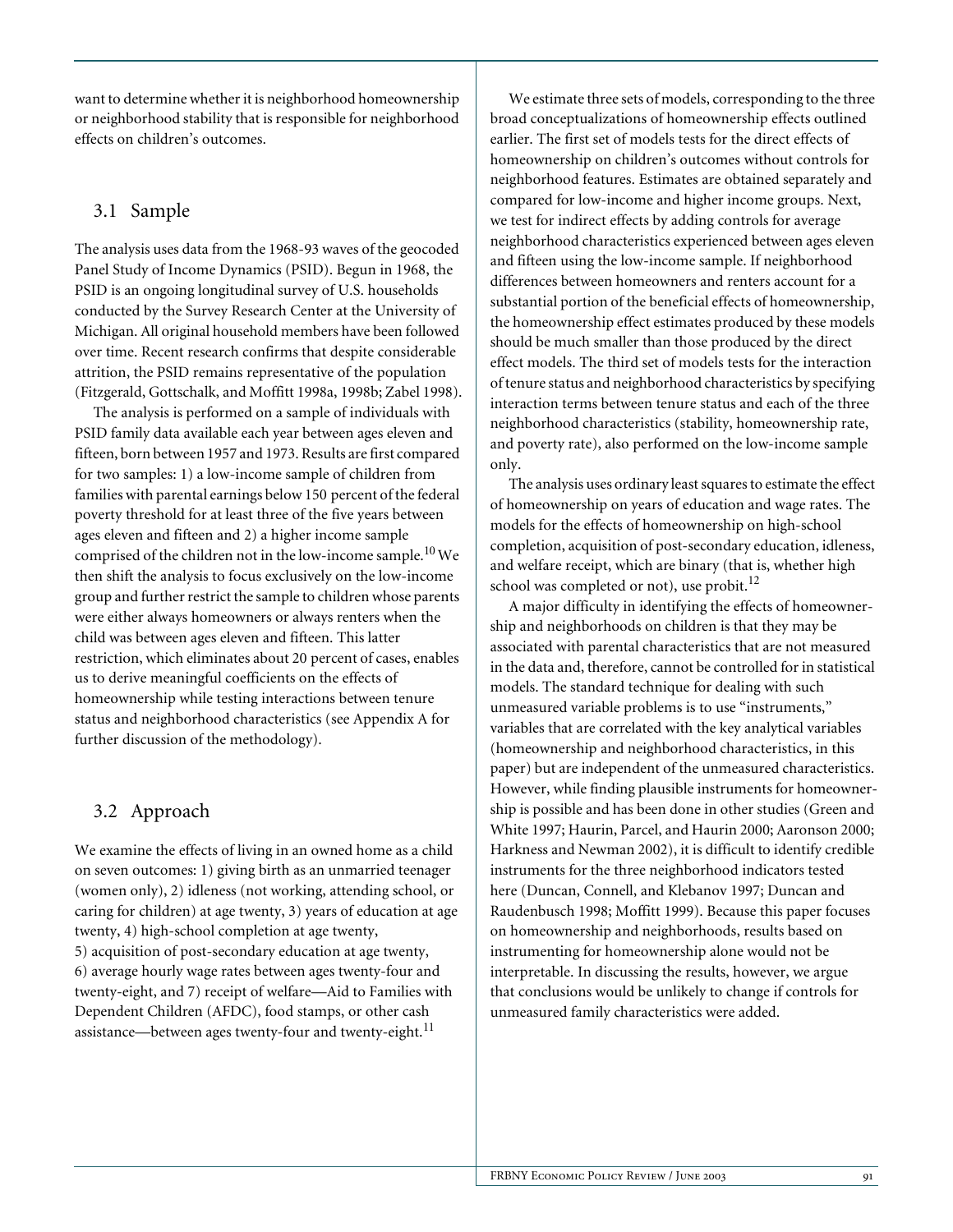want to determine whether it is neighborhood homeownership or neighborhood stability that is responsible for neighborhood effects on children's outcomes.

## 3.1 Sample

The analysis uses data from the 1968-93 waves of the geocoded Panel Study of Income Dynamics (PSID). Begun in 1968, the PSID is an ongoing longitudinal survey of U.S. households conducted by the Survey Research Center at the University of Michigan. All original household members have been followed over time. Recent research confirms that despite considerable attrition, the PSID remains representative of the population (Fitzgerald, Gottschalk, and Moffitt 1998a, 1998b; Zabel 1998).

The analysis is performed on a sample of individuals with PSID family data available each year between ages eleven and fifteen, born between 1957 and 1973. Results are first compared for two samples: 1) a low-income sample of children from families with parental earnings below 150 percent of the federal poverty threshold for at least three of the five years between ages eleven and fifteen and 2) a higher income sample comprised of the children not in the low-income sample.[10] We then shift the analysis to focus exclusively on the low-income group and further restrict the sample to children whose parents were either always homeowners or always renters when the child was between ages eleven and fifteen. This latter restriction, which eliminates about 20 percent of cases, enables us to derive meaningful coefficients on the effects of homeownership while testing interactions between tenure status and neighborhood characteristics (see Appendix A for further discussion of the methodology).

## 3.2 Approach

We examine the effects of living in an owned home as a child on seven outcomes: 1) giving birth as an unmarried teenager (women only), 2) idleness (not working, attending school, or caring for children) at age twenty, 3) years of education at age twenty, 4) high-school completion at age twenty, 5) acquisition of post-secondary education at age twenty, 6) average hourly wage rates between ages twenty-four and twenty-eight, and 7) receipt of welfare—Aid to Families with Dependent Children (AFDC), food stamps, or other cash assistance—between ages twenty-four and twenty-eight.[11]

We estimate three sets of models, corresponding to the three broad conceptualizations of homeownership effects outlined earlier. The first set of models tests for the direct effects of homeownership on children's outcomes without controls for neighborhood features. Estimates are obtained separately and compared for low-income and higher income groups. Next, we test for indirect effects by adding controls for average neighborhood characteristics experienced between ages eleven and fifteen using the low-income sample. If neighborhood differences between homeowners and renters account for a substantial portion of the beneficial effects of homeownership, the homeownership effect estimates produced by these models should be much smaller than those produced by the direct effect models. The third set of models tests for the interaction of tenure status and neighborhood characteristics by specifying interaction terms between tenure status and each of the three neighborhood characteristics (stability, homeownership rate, and poverty rate), also performed on the low-income sample only.

The analysis uses ordinary least squares to estimate the effect of homeownership on years of education and wage rates. The models for the effects of homeownership on high-school completion, acquisition of post-secondary education, idleness, and welfare receipt, which are binary (that is, whether high school was completed or not), use probit.[12]

A major difficulty in identifying the effects of homeownership and neighborhoods on children is that they may be associated with parental characteristics that are not measured in the data and, therefore, cannot be controlled for in statistical models. The standard technique for dealing with such unmeasured variable problems is to use "instruments," variables that are correlated with the key analytical variables (homeownership and neighborhood characteristics, in this paper) but are independent of the unmeasured characteristics. However, while finding plausible instruments for homeownership is possible and has been done in other studies (Green and White 1997; Haurin, Parcel, and Haurin 2000; Aaronson 2000; Harkness and Newman 2002), it is difficult to identify credible instruments for the three neighborhood indicators tested here (Duncan, Connell, and Klebanov 1997; Duncan and Raudenbusch 1998; Moffitt 1999). Because this paper focuses on homeownership and neighborhoods, results based on instrumenting for homeownership alone would not be interpretable. In discussing the results, however, we argue that conclusions would be unlikely to change if controls for unmeasured family characteristics were added.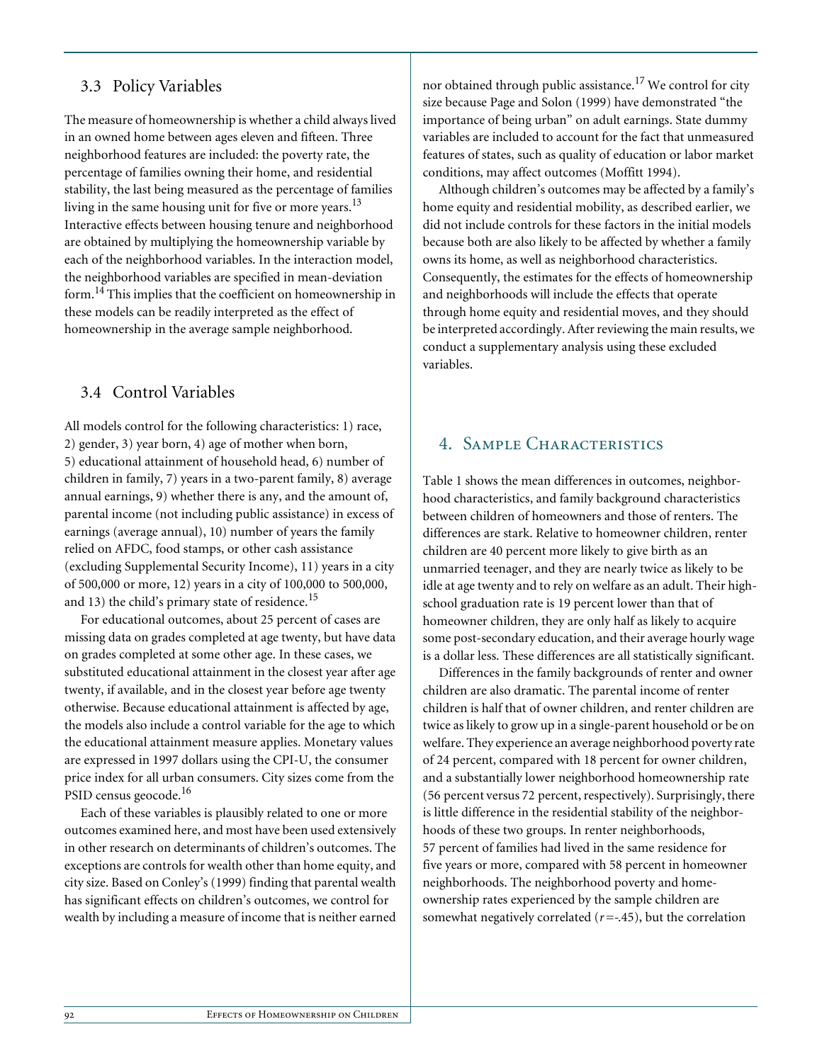## 3.3 Policy Variables

The measure of homeownership is whether a child always lived in an owned home between ages eleven and fifteen. Three neighborhood features are included: the poverty rate, the percentage of families owning their home, and residential stability, the last being measured as the percentage of families living in the same housing unit for five or more years.[13] Interactive effects between housing tenure and neighborhood are obtained by multiplying the homeownership variable by each of the neighborhood variables. In the interaction model, the neighborhood variables are specified in mean-deviation form.[14] This implies that the coefficient on homeownership in these models can be readily interpreted as the effect of homeownership in the average sample neighborhood.

## 3.4 Control Variables

All models control for the following characteristics: 1) race, 2) gender, 3) year born, 4) age of mother when born, 5) educational attainment of household head, 6) number of children in family, 7) years in a two-parent family, 8) average annual earnings, 9) whether there is any, and the amount of, parental income (not including public assistance) in excess of earnings (average annual), 10) number of years the family relied on AFDC, food stamps, or other cash assistance (excluding Supplemental Security Income), 11) years in a city of 500,000 or more, 12) years in a city of 100,000 to 500,000, and 13) the child's primary state of residence.[15]

For educational outcomes, about 25 percent of cases are missing data on grades completed at age twenty, but have data on grades completed at some other age. In these cases, we substituted educational attainment in the closest year after age twenty, if available, and in the closest year before age twenty otherwise. Because educational attainment is affected by age, the models also include a control variable for the age to which the educational attainment measure applies. Monetary values are expressed in 1997 dollars using the CPI-U, the consumer price index for all urban consumers. City sizes come from the PSID census geocode.[16]

Each of these variables is plausibly related to one or more outcomes examined here, and most have been used extensively in other research on determinants of children's outcomes. The exceptions are controls for wealth other than home equity, and city size. Based on Conley's (1999) finding that parental wealth has significant effects on children's outcomes, we control for wealth by including a measure of income that is neither earned nor obtained through public assistance.[17] We control for city size because Page and Solon (1999) have demonstrated "the importance of being urban" on adult earnings. State dummy variables are included to account for the fact that unmeasured features of states, such as quality of education or labor market conditions, may affect outcomes (Moffitt 1994).

Although children's outcomes may be affected by a family's home equity and residential mobility, as described earlier, we did not include controls for these factors in the initial models because both are also likely to be affected by whether a family owns its home, as well as neighborhood characteristics. Consequently, the estimates for the effects of homeownership and neighborhoods will include the effects that operate through home equity and residential moves, and they should be interpreted accordingly. After reviewing the main results, we conduct a supplementary analysis using these excluded variables.

# 4. Sample Characteristics

Table 1 shows the mean differences in outcomes, neighborhood characteristics, and family background characteristics between children of homeowners and those of renters. The differences are stark. Relative to homeowner children, renter children are 40 percent more likely to give birth as an unmarried teenager, and they are nearly twice as likely to be idle at age twenty and to rely on welfare as an adult. Their high-school graduation rate is 19 percent lower than that of homeowner children, they are only half as likely to acquire some post-secondary education, and their average hourly wage is a dollar less. These differences are all statistically significant.

Differences in the family backgrounds of renter and owner children are also dramatic. The parental income of renter children is half that of owner children, and renter children are twice as likely to grow up in a single-parent household or be on welfare. They experience an average neighborhood poverty rate of 24 percent, compared with 18 percent for owner children, and a substantially lower neighborhood homeownership rate (56 percent versus 72 percent, respectively). Surprisingly, there is little difference in the residential stability of the neighborhoods of these two groups. In renter neighborhoods, 57 percent of families had lived in the same residence for five years or more, compared with 58 percent in homeowner neighborhoods. The neighborhood poverty and homeownership rates experienced by the sample children are somewhat negatively correlated ($r = -.45$), but the correlation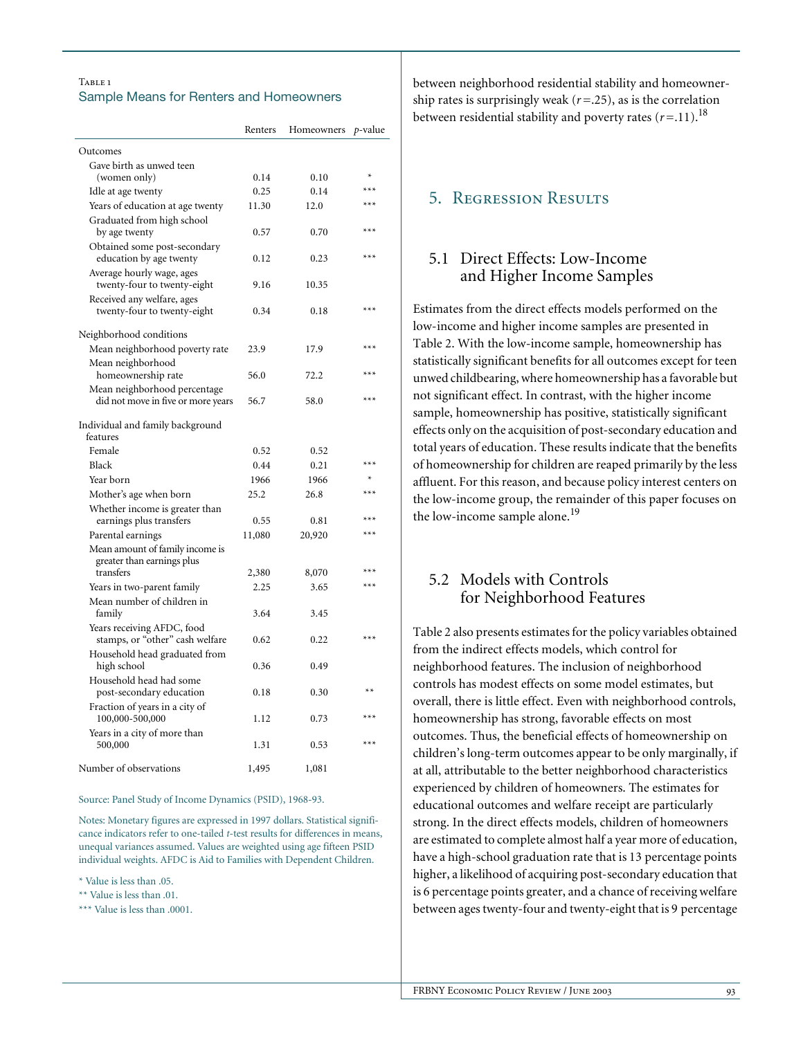Table 1
Sample Means for Renters and Homeowners

| | Renters | Homeowners | *p*-value |
|---|---|---|---|
| Outcomes | | | |
| Gave birth as unwed teen (women only) | 0.14 | 0.10 | * |
| Idle at age twenty | 0.25 | 0.14 | *** |
| Years of education at age twenty | 11.30 | 12.0 | *** |
| Graduated from high school by age twenty | 0.57 | 0.70 | *** |
| Obtained some post-secondary education by age twenty | 0.12 | 0.23 | *** |
| Average hourly wage, ages twenty-four to twenty-eight | 9.16 | 10.35 | |
| Received any welfare, ages twenty-four to twenty-eight | 0.34 | 0.18 | *** |
| Neighborhood conditions | | | |
| Mean neighborhood poverty rate | 23.9 | 17.9 | *** |
| Mean neighborhood homeownership rate | 56.0 | 72.2 | *** |
| Mean neighborhood percentage did not move in five or more years | 56.7 | 58.0 | *** |
| Individual and family background features | | | |
| Female | 0.52 | 0.52 | |
| Black | 0.44 | 0.21 | *** |
| Year born | 1966 | 1966 | * |
| Mother's age when born | 25.2 | 26.8 | *** |
| Whether income is greater than earnings plus transfers | 0.55 | 0.81 | *** |
| Parental earnings | 11,080 | 20,920 | *** |
| Mean amount of family income is greater than earnings plus transfers | 2,380 | 8,070 | *** |
| Years in two-parent family | 2.25 | 3.65 | *** |
| Mean number of children in family | 3.64 | 3.45 | |
| Years receiving AFDC, food stamps, or "other" cash welfare | 0.62 | 0.22 | *** |
| Household head graduated from high school | 0.36 | 0.49 | |
| Household head had some post-secondary education | 0.18 | 0.30 | ** |
| Fraction of years in a city of 100,000-500,000 | 1.12 | 0.73 | *** |
| Years in a city of more than 500,000 | 1.31 | 0.53 | *** |
| Number of observations | 1,495 | 1,081 | |

Source: Panel Study of Income Dynamics (PSID), 1968-93.

Notes: Monetary figures are expressed in 1997 dollars. Statistical significance indicators refer to one-tailed *t*-test results for differences in means, unequal variances assumed. Values are weighted using age fifteen PSID individual weights. AFDC is Aid to Families with Dependent Children.

\* Value is less than .05.

\** Value is less than .01.

\*** Value is less than .0001.

between neighborhood residential stability and homeownership rates is surprisingly weak ($r$=.25), as is the correlation between residential stability and poverty rates ($r$=.11).[18]

## 5. Regression Results

### 5.1 Direct Effects: Low-Income and Higher Income Samples

Estimates from the direct effects models performed on the low-income and higher income samples are presented in Table 2. With the low-income sample, homeownership has statistically significant benefits for all outcomes except for teen unwed childbearing, where homeownership has a favorable but not significant effect. In contrast, with the higher income sample, homeownership has positive, statistically significant effects only on the acquisition of post-secondary education and total years of education. These results indicate that the benefits of homeownership for children are reaped primarily by the less affluent. For this reason, and because policy interest centers on the low-income group, the remainder of this paper focuses on the low-income sample alone.[19]

### 5.2 Models with Controls for Neighborhood Features

Table 2 also presents estimates for the policy variables obtained from the indirect effects models, which control for neighborhood features. The inclusion of neighborhood controls has modest effects on some model estimates, but overall, there is little effect. Even with neighborhood controls, homeownership has strong, favorable effects on most outcomes. Thus, the beneficial effects of homeownership on children's long-term outcomes appear to be only marginally, if at all, attributable to the better neighborhood characteristics experienced by children of homeowners. The estimates for educational outcomes and welfare receipt are particularly strong. In the direct effects models, children of homeowners are estimated to complete almost half a year more of education, have a high-school graduation rate that is 13 percentage points higher, a likelihood of acquiring post-secondary education that is 6 percentage points greater, and a chance of receiving welfare between ages twenty-four and twenty-eight that is 9 percentage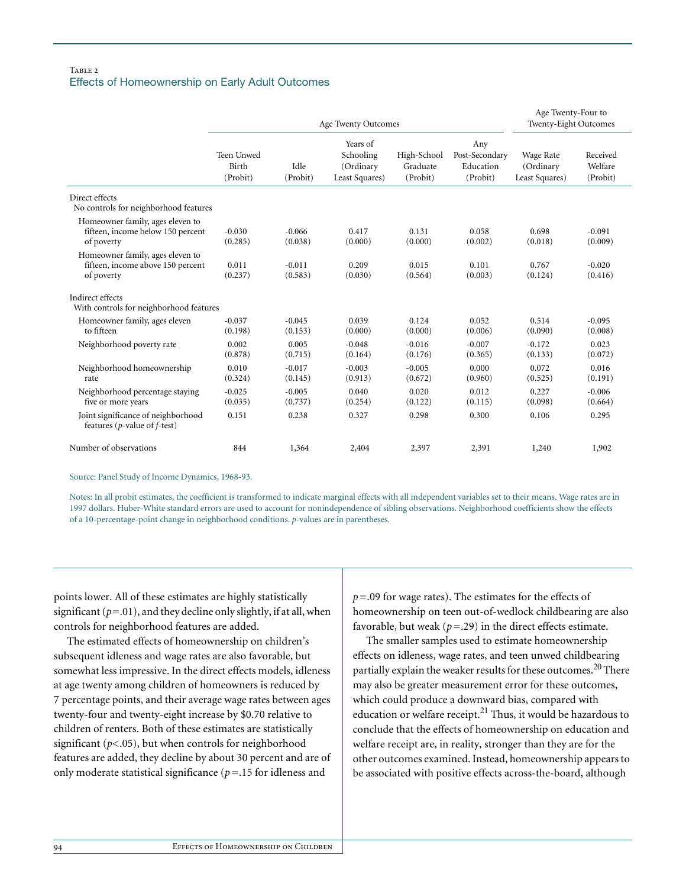Table 2
Effects of Homeownership on Early Adult Outcomes

| | Age Twenty Outcomes | | | | | Age Twenty-Four to Twenty-Eight Outcomes | |
|---|---|---|---|---|---|---|---|
| | Teen Unwed Birth (Probit) | Idle (Probit) | Years of Schooling (Ordinary Least Squares) | High-School Graduate (Probit) | Any Post-Secondary Education (Probit) | Wage Rate (Ordinary Least Squares) | Received Welfare (Probit) |
| **Direct effects** No controls for neighborhood features | | | | | | | |
| Homeowner family, ages eleven to fifteen, income below 150 percent of poverty | -0.030 (0.285) | -0.066 (0.038) | 0.417 (0.000) | 0.131 (0.000) | 0.058 (0.002) | 0.698 (0.018) | -0.091 (0.009) |
| Homeowner family, ages eleven to fifteen, income above 150 percent of poverty | 0.011 (0.237) | -0.011 (0.583) | 0.209 (0.030) | 0.015 (0.564) | 0.101 (0.003) | 0.767 (0.124) | -0.020 (0.416) |
| **Indirect effects** With controls for neighborhood features | | | | | | | |
| Homeowner family, ages eleven to fifteen | -0.037 (0.198) | -0.045 (0.153) | 0.039 (0.000) | 0.124 (0.000) | 0.052 (0.006) | 0.514 (0.090) | -0.095 (0.008) |
| Neighborhood poverty rate | 0.002 (0.878) | 0.005 (0.715) | -0.048 (0.164) | -0.016 (0.176) | -0.007 (0.365) | -0.172 (0.133) | 0.023 (0.072) |
| Neighborhood homeownership rate | 0.010 (0.324) | -0.017 (0.145) | -0.003 (0.913) | -0.005 (0.672) | 0.000 (0.960) | 0.072 (0.525) | 0.016 (0.191) |
| Neighborhood percentage staying five or more years | -0.025 (0.035) | -0.005 (0.737) | 0.040 (0.254) | 0.020 (0.122) | 0.012 (0.115) | 0.227 (0.098) | -0.006 (0.664) |
| Joint significance of neighborhood features (*p*-value of *f*-test) | 0.151 | 0.238 | 0.327 | 0.298 | 0.300 | 0.106 | 0.295 |
| Number of observations | 844 | 1,364 | 2,404 | 2,397 | 2,391 | 1,240 | 1,902 |

Source: Panel Study of Income Dynamics, 1968-93.

Notes: In all probit estimates, the coefficient is transformed to indicate marginal effects with all independent variables set to their means. Wage rates are in 1997 dollars. Huber-White standard errors are used to account for nonindependence of sibling observations. Neighborhood coefficients show the effects of a 10-percentage-point change in neighborhood conditions. *p*-values are in parentheses.

points lower. All of these estimates are highly statistically significant ($p$=.01), and they decline only slightly, if at all, when controls for neighborhood features are added.

The estimated effects of homeownership on children's subsequent idleness and wage rates are also favorable, but somewhat less impressive. In the direct effects models, idleness at age twenty among children of homeowners is reduced by 7 percentage points, and their average wage rates between ages twenty-four and twenty-eight increase by $0.70 relative to children of renters. Both of these estimates are statistically significant ($p$<.05), but when controls for neighborhood features are added, they decline by about 30 percent and are of only moderate statistical significance ($p$=.15 for idleness and $p$=.09 for wage rates). The estimates for the effects of homeownership on teen out-of-wedlock childbearing are also favorable, but weak ($p$=.29) in the direct effects estimate.

The smaller samples used to estimate homeownership effects on idleness, wage rates, and teen unwed childbearing partially explain the weaker results for these outcomes.[20] There may also be greater measurement error for these outcomes, which could produce a downward bias, compared with education or welfare receipt.[21] Thus, it would be hazardous to conclude that the effects of homeownership on education and welfare receipt are, in reality, stronger than they are for the other outcomes examined. Instead, homeownership appears to be associated with positive effects across-the-board, although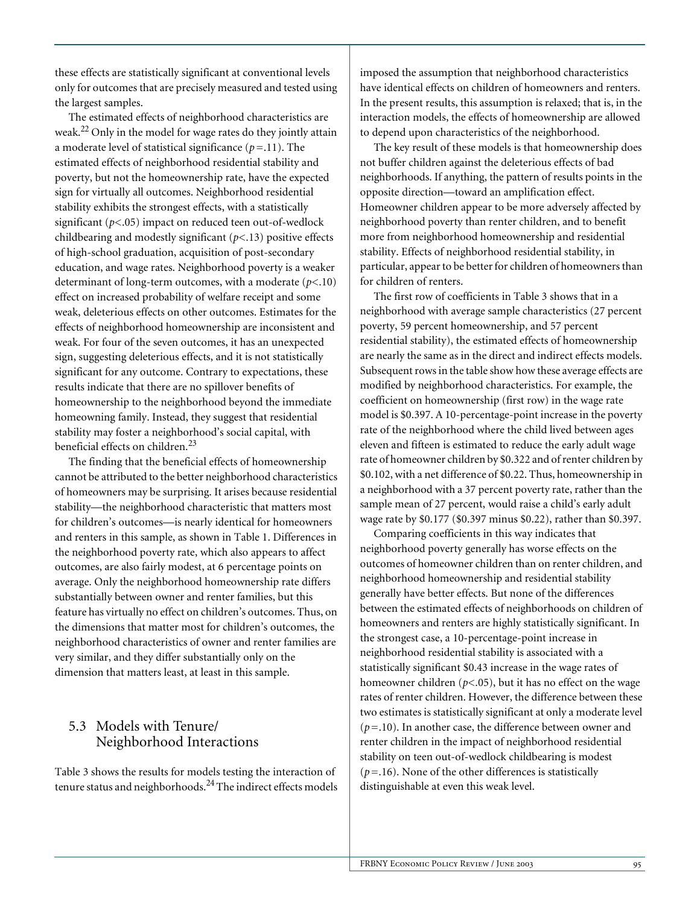these effects are statistically significant at conventional levels only for outcomes that are precisely measured and tested using the largest samples.

The estimated effects of neighborhood characteristics are weak.[22] Only in the model for wage rates do they jointly attain a moderate level of statistical significance ($p = .11$). The estimated effects of neighborhood residential stability and poverty, but not the homeownership rate, have the expected sign for virtually all outcomes. Neighborhood residential stability exhibits the strongest effects, with a statistically significant ($p < .05$) impact on reduced teen out-of-wedlock childbearing and modestly significant ($p < .13$) positive effects of high-school graduation, acquisition of post-secondary education, and wage rates. Neighborhood poverty is a weaker determinant of long-term outcomes, with a moderate ($p < .10$) effect on increased probability of welfare receipt and some weak, deleterious effects on other outcomes. Estimates for the effects of neighborhood homeownership are inconsistent and weak. For four of the seven outcomes, it has an unexpected sign, suggesting deleterious effects, and it is not statistically significant for any outcome. Contrary to expectations, these results indicate that there are no spillover benefits of homeownership to the neighborhood beyond the immediate homeowning family. Instead, they suggest that residential stability may foster a neighborhood's social capital, with beneficial effects on children.[23]

The finding that the beneficial effects of homeownership cannot be attributed to the better neighborhood characteristics of homeowners may be surprising. It arises because residential stability—the neighborhood characteristic that matters most for children's outcomes—is nearly identical for homeowners and renters in this sample, as shown in Table 1. Differences in the neighborhood poverty rate, which also appears to affect outcomes, are also fairly modest, at 6 percentage points on average. Only the neighborhood homeownership rate differs substantially between owner and renter families, but this feature has virtually no effect on children's outcomes. Thus, on the dimensions that matter most for children's outcomes, the neighborhood characteristics of owner and renter families are very similar, and they differ substantially only on the dimension that matters least, at least in this sample.

## 5.3 Models with Tenure/ Neighborhood Interactions

Table 3 shows the results for models testing the interaction of tenure status and neighborhoods.[24] The indirect effects models imposed the assumption that neighborhood characteristics have identical effects on children of homeowners and renters. In the present results, this assumption is relaxed; that is, in the interaction models, the effects of homeownership are allowed to depend upon characteristics of the neighborhood.

The key result of these models is that homeownership does not buffer children against the deleterious effects of bad neighborhoods. If anything, the pattern of results points in the opposite direction—toward an amplification effect. Homeowner children appear to be more adversely affected by neighborhood poverty than renter children, and to benefit more from neighborhood homeownership and residential stability. Effects of neighborhood residential stability, in particular, appear to be better for children of homeowners than for children of renters.

The first row of coefficients in Table 3 shows that in a neighborhood with average sample characteristics (27 percent poverty, 59 percent homeownership, and 57 percent residential stability), the estimated effects of homeownership are nearly the same as in the direct and indirect effects models. Subsequent rows in the table show how these average effects are modified by neighborhood characteristics. For example, the coefficient on homeownership (first row) in the wage rate model is \$0.397. A 10-percentage-point increase in the poverty rate of the neighborhood where the child lived between ages eleven and fifteen is estimated to reduce the early adult wage rate of homeowner children by \$0.322 and of renter children by \$0.102, with a net difference of \$0.22. Thus, homeownership in a neighborhood with a 37 percent poverty rate, rather than the sample mean of 27 percent, would raise a child's early adult wage rate by \$0.177 (\$0.397 minus \$0.22), rather than \$0.397.

Comparing coefficients in this way indicates that neighborhood poverty generally has worse effects on the outcomes of homeowner children than on renter children, and neighborhood homeownership and residential stability generally have better effects. But none of the differences between the estimated effects of neighborhoods on children of homeowners and renters are highly statistically significant. In the strongest case, a 10-percentage-point increase in neighborhood residential stability is associated with a statistically significant \$0.43 increase in the wage rates of homeowner children ($p < .05$), but it has no effect on the wage rates of renter children. However, the difference between these two estimates is statistically significant at only a moderate level ($p = .10$). In another case, the difference between owner and renter children in the impact of neighborhood residential stability on teen out-of-wedlock childbearing is modest ($p = .16$). None of the other differences is statistically distinguishable at even this weak level.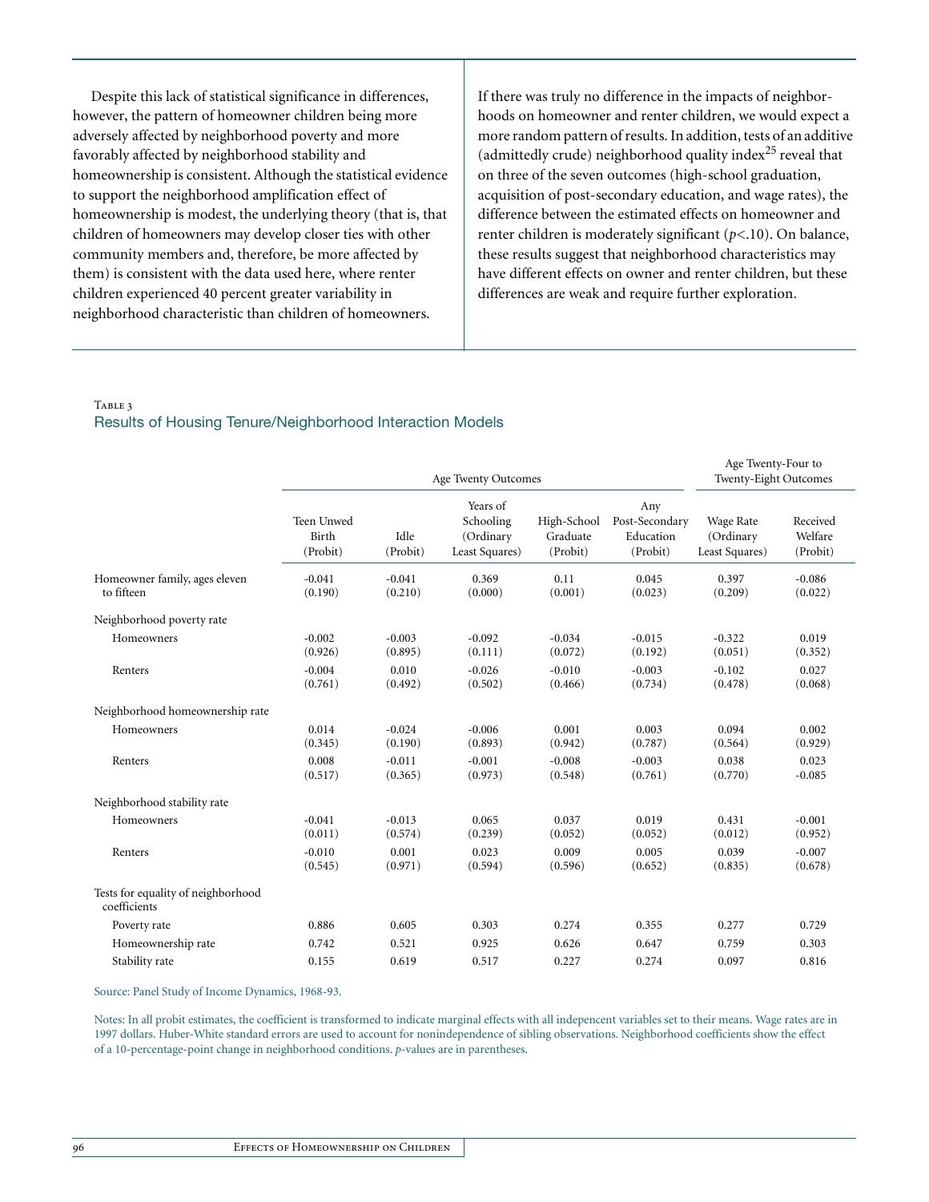Despite this lack of statistical significance in differences, however, the pattern of homeowner children being more adversely affected by neighborhood poverty and more favorably affected by neighborhood stability and homeownership is consistent. Although the statistical evidence to support the neighborhood amplification effect of homeownership is modest, the underlying theory (that is, that children of homeowners may develop closer ties with other community members and, therefore, be more affected by them) is consistent with the data used here, where renter children experienced 40 percent greater variability in neighborhood characteristic than children of homeowners. If there was truly no difference in the impacts of neighborhoods on homeowner and renter children, we would expect a more random pattern of results. In addition, tests of an additive (admittedly crude) neighborhood quality index[25] reveal that on three of the seven outcomes (high-school graduation, acquisition of post-secondary education, and wage rates), the difference between the estimated effects on homeowner and renter children is moderately significant ($p<.10$). On balance, these results suggest that neighborhood characteristics may have different effects on owner and renter children, but these differences are weak and require further exploration.

Table 3

## Results of Housing Tenure/Neighborhood Interaction Models

| | Age Twenty Outcomes | | | | | Age Twenty-Four to Twenty-Eight Outcomes | |
|---|---|---|---|---|---|---|---|
| | Teen Unwed Birth (Probit) | Idle (Probit) | Years of Schooling (Ordinary Least Squares) | High-School Graduate (Probit) | Any Post-Secondary Education (Probit) | Wage Rate (Ordinary Least Squares) | Received Welfare (Probit) |
| Homeowner family, ages eleven to fifteen | -0.041 (0.190) | -0.041 (0.210) | 0.369 (0.000) | 0.11 (0.001) | 0.045 (0.023) | 0.397 (0.209) | -0.086 (0.022) |
| Neighborhood poverty rate | | | | | | | |
| Homeowners | -0.002 (0.926) | -0.003 (0.895) | -0.092 (0.111) | -0.034 (0.072) | -0.015 (0.192) | -0.322 (0.051) | 0.019 (0.352) |
| Renters | -0.004 (0.761) | 0.010 (0.492) | -0.026 (0.502) | -0.010 (0.466) | -0.003 (0.734) | -0.102 (0.478) | 0.027 (0.068) |
| Neighborhood homeownership rate | | | | | | | |
| Homeowners | 0.014 (0.345) | -0.024 (0.190) | -0.006 (0.893) | 0.001 (0.942) | 0.003 (0.787) | 0.094 (0.564) | 0.002 (0.929) |
| Renters | 0.008 (0.517) | -0.011 (0.365) | -0.001 (0.973) | -0.008 (0.548) | -0.003 (0.761) | 0.038 (0.770) | 0.023 -0.085 |
| Neighborhood stability rate | | | | | | | |
| Homeowners | -0.041 (0.011) | -0.013 (0.574) | 0.065 (0.239) | 0.037 (0.052) | 0.019 (0.052) | 0.431 (0.012) | -0.001 (0.952) |
| Renters | -0.010 (0.545) | 0.001 (0.971) | 0.023 (0.594) | 0.009 (0.596) | 0.005 (0.652) | 0.039 (0.835) | -0.007 (0.678) |
| Tests for equality of neighborhood coefficients | | | | | | | |
| Poverty rate | 0.886 | 0.605 | 0.303 | 0.274 | 0.355 | 0.277 | 0.729 |
| Homeownership rate | 0.742 | 0.521 | 0.925 | 0.626 | 0.647 | 0.759 | 0.303 |
| Stability rate | 0.155 | 0.619 | 0.517 | 0.227 | 0.274 | 0.097 | 0.816 |

Source: Panel Study of Income Dynamics, 1968-93.

Notes: In all probit estimates, the coefficient is transformed to indicate marginal effects with all indepencent variables set to their means. Wage rates are in 1997 dollars. Huber-White standard errors are used to account for nonindependence of sibling observations. Neighborhood coefficients show the effect of a 10-percentage-point change in neighborhood conditions. *p*-values are in parentheses.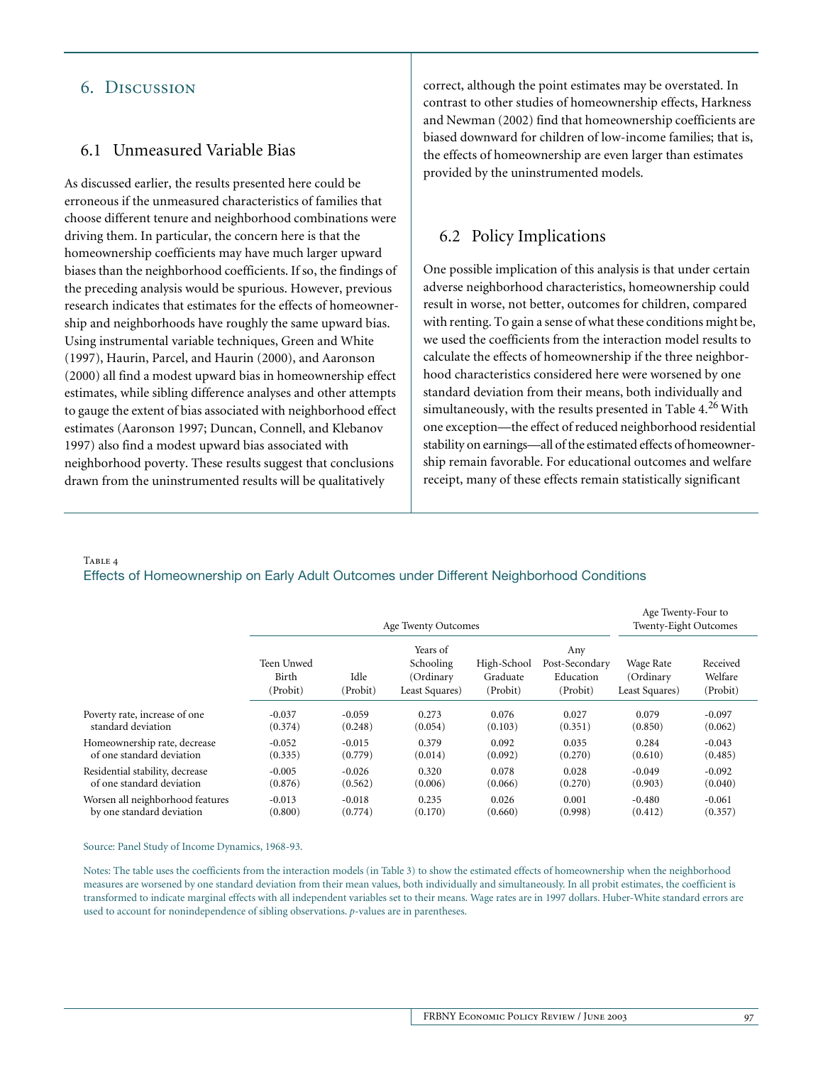# 6. Discussion

## 6.1 Unmeasured Variable Bias

As discussed earlier, the results presented here could be erroneous if the unmeasured characteristics of families that choose different tenure and neighborhood combinations were driving them. In particular, the concern here is that the homeownership coefficients may have much larger upward biases than the neighborhood coefficients. If so, the findings of the preceding analysis would be spurious. However, previous research indicates that estimates for the effects of homeownership and neighborhoods have roughly the same upward bias. Using instrumental variable techniques, Green and White (1997), Haurin, Parcel, and Haurin (2000), and Aaronson (2000) all find a modest upward bias in homeownership effect estimates, while sibling difference analyses and other attempts to gauge the extent of bias associated with neighborhood effect estimates (Aaronson 1997; Duncan, Connell, and Klebanov 1997) also find a modest upward bias associated with neighborhood poverty. These results suggest that conclusions drawn from the uninstrumented results will be qualitatively correct, although the point estimates may be overstated. In contrast to other studies of homeownership effects, Harkness and Newman (2002) find that homeownership coefficients are biased downward for children of low-income families; that is, the effects of homeownership are even larger than estimates provided by the uninstrumented models.

## 6.2 Policy Implications

One possible implication of this analysis is that under certain adverse neighborhood characteristics, homeownership could result in worse, not better, outcomes for children, compared with renting. To gain a sense of what these conditions might be, we used the coefficients from the interaction model results to calculate the effects of homeownership if the three neighborhood characteristics considered here were worsened by one standard deviation from their means, both individually and simultaneously, with the results presented in Table 4.[26] With one exception—the effect of reduced neighborhood residential stability on earnings—all of the estimated effects of homeownership remain favorable. For educational outcomes and welfare receipt, many of these effects remain statistically significant

Table 4

Effects of Homeownership on Early Adult Outcomes under Different Neighborhood Conditions

| | Age Twenty Outcomes | | | | | Age Twenty-Four to Twenty-Eight Outcomes | |
|---|---|---|---|---|---|---|---|
| | Teen Unwed Birth (Probit) | Idle (Probit) | Years of Schooling (Ordinary Least Squares) | High-School Graduate (Probit) | Any Post-Secondary Education (Probit) | Wage Rate (Ordinary Least Squares) | Received Welfare (Probit) |
| Poverty rate, increase of one standard deviation | -0.037 | -0.059 | 0.273 | 0.076 | 0.027 | 0.079 | -0.097 |
| | (0.374) | (0.248) | (0.054) | (0.103) | (0.351) | (0.850) | (0.062) |
| Homeownership rate, decrease of one standard deviation | -0.052 | -0.015 | 0.379 | 0.092 | 0.035 | 0.284 | -0.043 |
| | (0.335) | (0.779) | (0.014) | (0.092) | (0.270) | (0.610) | (0.485) |
| Residential stability, decrease of one standard deviation | -0.005 | -0.026 | 0.320 | 0.078 | 0.028 | -0.049 | -0.092 |
| | (0.876) | (0.562) | (0.006) | (0.066) | (0.270) | (0.903) | (0.040) |
| Worsen all neighborhood features by one standard deviation | -0.013 | -0.018 | 0.235 | 0.026 | 0.001 | -0.480 | -0.061 |
| | (0.800) | (0.774) | (0.170) | (0.660) | (0.998) | (0.412) | (0.357) |

Source: Panel Study of Income Dynamics, 1968-93.

Notes: The table uses the coefficients from the interaction models (in Table 3) to show the estimated effects of homeownership when the neighborhood measures are worsened by one standard deviation from their mean values, both individually and simultaneously. In all probit estimates, the coefficient is transformed to indicate marginal effects with all independent variables set to their means. Wage rates are in 1997 dollars. Huber-White standard errors are used to account for nonindependence of sibling observations. *p*-values are in parentheses.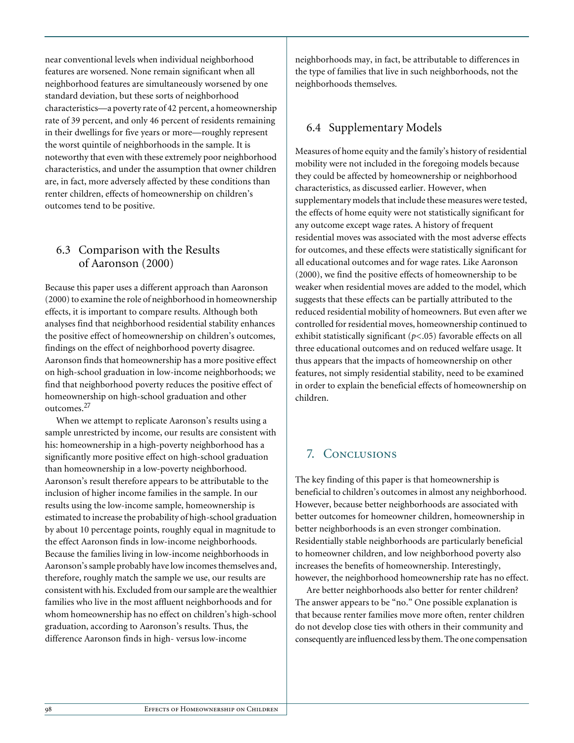near conventional levels when individual neighborhood features are worsened. None remain significant when all neighborhood features are simultaneously worsened by one standard deviation, but these sorts of neighborhood characteristics—a poverty rate of 42 percent, a homeownership rate of 39 percent, and only 46 percent of residents remaining in their dwellings for five years or more—roughly represent the worst quintile of neighborhoods in the sample. It is noteworthy that even with these extremely poor neighborhood characteristics, and under the assumption that owner children are, in fact, more adversely affected by these conditions than renter children, effects of homeownership on children's outcomes tend to be positive.

## 6.3 Comparison with the Results of Aaronson (2000)

Because this paper uses a different approach than Aaronson (2000) to examine the role of neighborhood in homeownership effects, it is important to compare results. Although both analyses find that neighborhood residential stability enhances the positive effect of homeownership on children's outcomes, findings on the effect of neighborhood poverty disagree. Aaronson finds that homeownership has a more positive effect on high-school graduation in low-income neighborhoods; we find that neighborhood poverty reduces the positive effect of homeownership on high-school graduation and other outcomes.[27]

When we attempt to replicate Aaronson's results using a sample unrestricted by income, our results are consistent with his: homeownership in a high-poverty neighborhood has a significantly more positive effect on high-school graduation than homeownership in a low-poverty neighborhood. Aaronson's result therefore appears to be attributable to the inclusion of higher income families in the sample. In our results using the low-income sample, homeownership is estimated to increase the probability of high-school graduation by about 10 percentage points, roughly equal in magnitude to the effect Aaronson finds in low-income neighborhoods. Because the families living in low-income neighborhoods in Aaronson's sample probably have low incomes themselves and, therefore, roughly match the sample we use, our results are consistent with his. Excluded from our sample are the wealthier families who live in the most affluent neighborhoods and for whom homeownership has no effect on children's high-school graduation, according to Aaronson's results. Thus, the difference Aaronson finds in high- versus low-income neighborhoods may, in fact, be attributable to differences in the type of families that live in such neighborhoods, not the neighborhoods themselves.

## 6.4 Supplementary Models

Measures of home equity and the family's history of residential mobility were not included in the foregoing models because they could be affected by homeownership or neighborhood characteristics, as discussed earlier. However, when supplementary models that include these measures were tested, the effects of home equity were not statistically significant for any outcome except wage rates. A history of frequent residential moves was associated with the most adverse effects for outcomes, and these effects were statistically significant for all educational outcomes and for wage rates. Like Aaronson (2000), we find the positive effects of homeownership to be weaker when residential moves are added to the model, which suggests that these effects can be partially attributed to the reduced residential mobility of homeowners. But even after we controlled for residential moves, homeownership continued to exhibit statistically significant ($p<.05$) favorable effects on all three educational outcomes and on reduced welfare usage. It thus appears that the impacts of homeownership on other features, not simply residential stability, need to be examined in order to explain the beneficial effects of homeownership on children.

# 7. Conclusions

The key finding of this paper is that homeownership is beneficial to children's outcomes in almost any neighborhood. However, because better neighborhoods are associated with better outcomes for homeowner children, homeownership in better neighborhoods is an even stronger combination. Residentially stable neighborhoods are particularly beneficial to homeowner children, and low neighborhood poverty also increases the benefits of homeownership. Interestingly, however, the neighborhood homeownership rate has no effect.

Are better neighborhoods also better for renter children? The answer appears to be "no." One possible explanation is that because renter families move more often, renter children do not develop close ties with others in their community and consequently are influenced less by them. The one compensation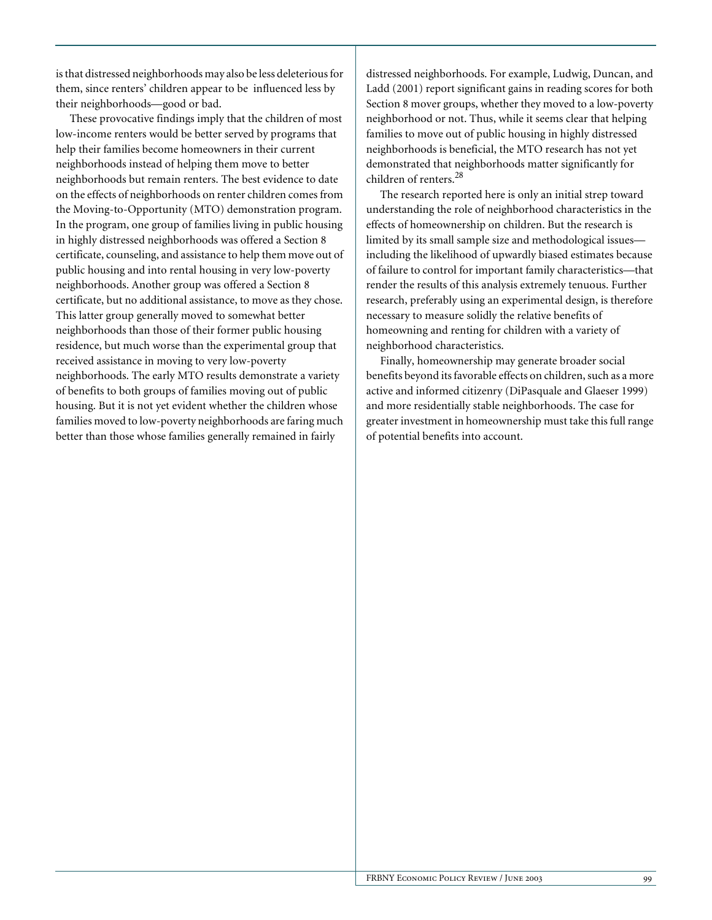is that distressed neighborhoods may also be less deleterious for them, since renters' children appear to be influenced less by their neighborhoods—good or bad.

These provocative findings imply that the children of most low-income renters would be better served by programs that help their families become homeowners in their current neighborhoods instead of helping them move to better neighborhoods but remain renters. The best evidence to date on the effects of neighborhoods on renter children comes from the Moving-to-Opportunity (MTO) demonstration program. In the program, one group of families living in public housing in highly distressed neighborhoods was offered a Section 8 certificate, counseling, and assistance to help them move out of public housing and into rental housing in very low-poverty neighborhoods. Another group was offered a Section 8 certificate, but no additional assistance, to move as they chose. This latter group generally moved to somewhat better neighborhoods than those of their former public housing residence, but much worse than the experimental group that received assistance in moving to very low-poverty neighborhoods. The early MTO results demonstrate a variety of benefits to both groups of families moving out of public housing. But it is not yet evident whether the children whose families moved to low-poverty neighborhoods are faring much better than those whose families generally remained in fairly distressed neighborhoods. For example, Ludwig, Duncan, and Ladd (2001) report significant gains in reading scores for both Section 8 mover groups, whether they moved to a low-poverty neighborhood or not. Thus, while it seems clear that helping families to move out of public housing in highly distressed neighborhoods is beneficial, the MTO research has not yet demonstrated that neighborhoods matter significantly for children of renters.[28]

The research reported here is only an initial strep toward understanding the role of neighborhood characteristics in the effects of homeownership on children. But the research is limited by its small sample size and methodological issues—including the likelihood of upwardly biased estimates because of failure to control for important family characteristics—that render the results of this analysis extremely tenuous. Further research, preferably using an experimental design, is therefore necessary to measure solidly the relative benefits of homeowning and renting for children with a variety of neighborhood characteristics.

Finally, homeownership may generate broader social benefits beyond its favorable effects on children, such as a more active and informed citizenry (DiPasquale and Glaeser 1999) and more residentially stable neighborhoods. The case for greater investment in homeownership must take this full range of potential benefits into account.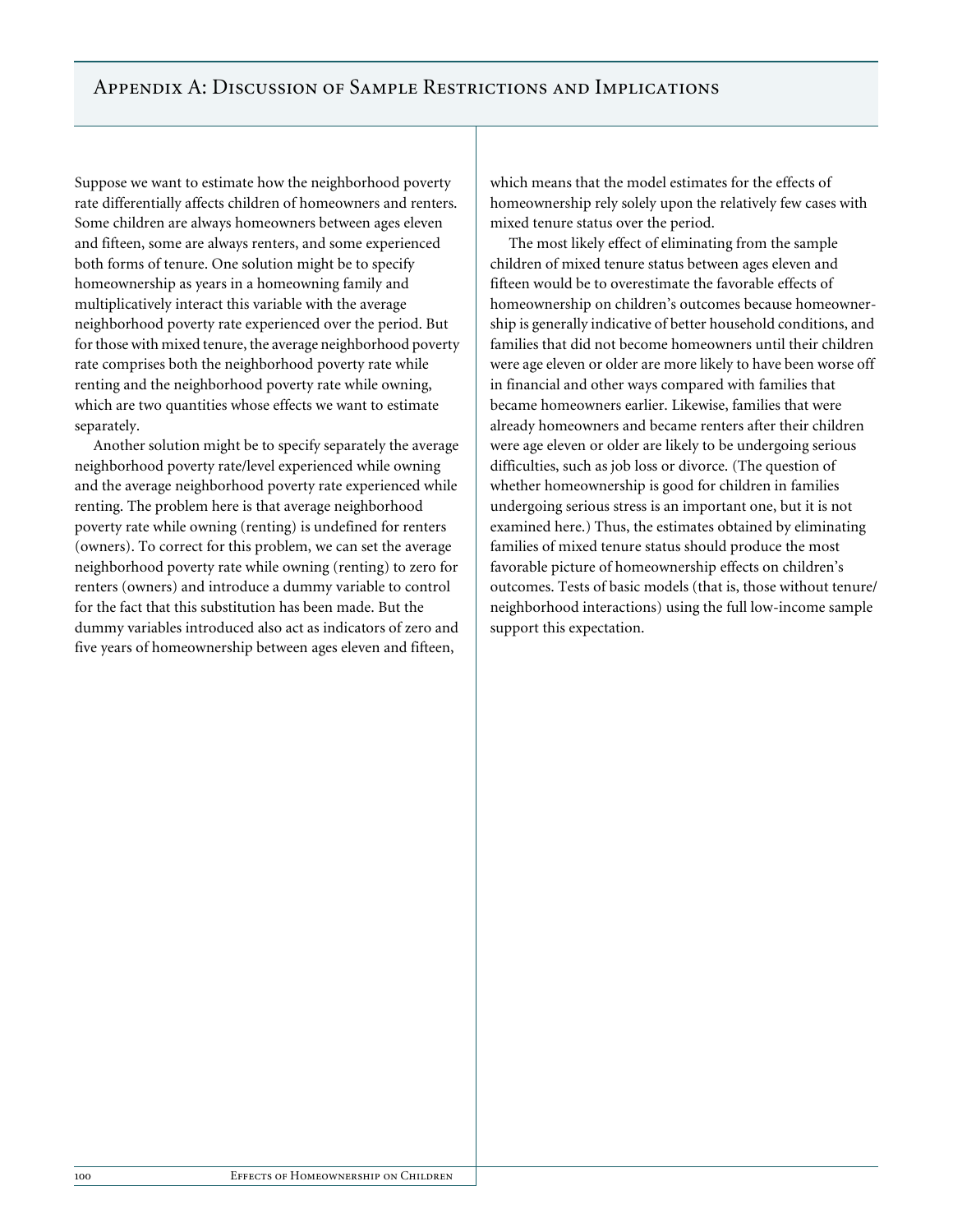# Appendix A: Discussion of Sample Restrictions and Implications

Suppose we want to estimate how the neighborhood poverty rate differentially affects children of homeowners and renters. Some children are always homeowners between ages eleven and fifteen, some are always renters, and some experienced both forms of tenure. One solution might be to specify homeownership as years in a homeowning family and multiplicatively interact this variable with the average neighborhood poverty rate experienced over the period. But for those with mixed tenure, the average neighborhood poverty rate comprises both the neighborhood poverty rate while renting and the neighborhood poverty rate while owning, which are two quantities whose effects we want to estimate separately.

Another solution might be to specify separately the average neighborhood poverty rate/level experienced while owning and the average neighborhood poverty rate experienced while renting. The problem here is that average neighborhood poverty rate while owning (renting) is undefined for renters (owners). To correct for this problem, we can set the average neighborhood poverty rate while owning (renting) to zero for renters (owners) and introduce a dummy variable to control for the fact that this substitution has been made. But the dummy variables introduced also act as indicators of zero and five years of homeownership between ages eleven and fifteen, which means that the model estimates for the effects of homeownership rely solely upon the relatively few cases with mixed tenure status over the period.

The most likely effect of eliminating from the sample children of mixed tenure status between ages eleven and fifteen would be to overestimate the favorable effects of homeownership on children's outcomes because homeownership is generally indicative of better household conditions, and families that did not become homeowners until their children were age eleven or older are more likely to have been worse off in financial and other ways compared with families that became homeowners earlier. Likewise, families that were already homeowners and became renters after their children were age eleven or older are likely to be undergoing serious difficulties, such as job loss or divorce. (The question of whether homeownership is good for children in families undergoing serious stress is an important one, but it is not examined here.) Thus, the estimates obtained by eliminating families of mixed tenure status should produce the most favorable picture of homeownership effects on children's outcomes. Tests of basic models (that is, those without tenure/neighborhood interactions) using the full low-income sample support this expectation.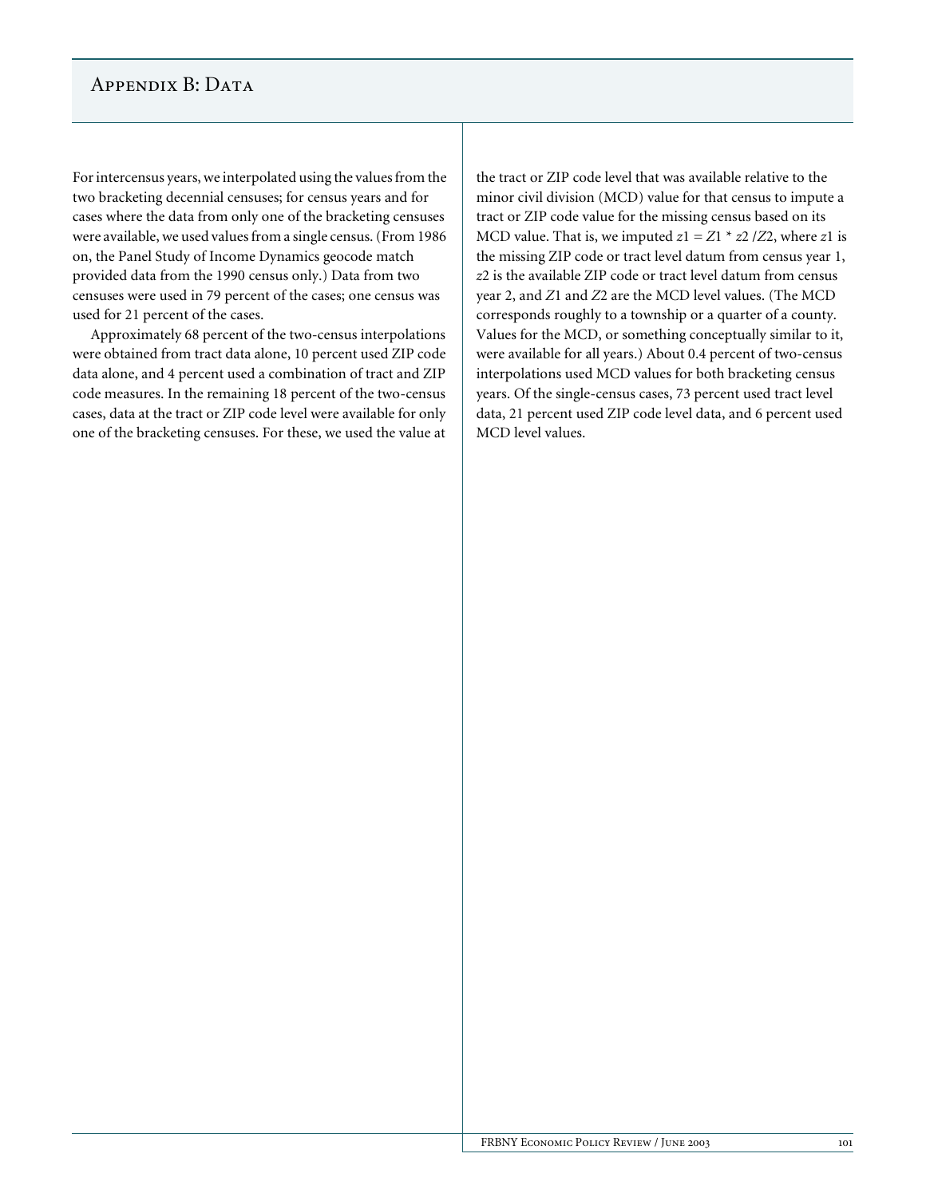# Appendix B: Data

For intercensus years, we interpolated using the values from the two bracketing decennial censuses; for census years and for cases where the data from only one of the bracketing censuses were available, we used values from a single census. (From 1986 on, the Panel Study of Income Dynamics geocode match provided data from the 1990 census only.) Data from two censuses were used in 79 percent of the cases; one census was used for 21 percent of the cases.

Approximately 68 percent of the two-census interpolations were obtained from tract data alone, 10 percent used ZIP code data alone, and 4 percent used a combination of tract and ZIP code measures. In the remaining 18 percent of the two-census cases, data at the tract or ZIP code level were available for only one of the bracketing censuses. For these, we used the value at the tract or ZIP code level that was available relative to the minor civil division (MCD) value for that census to impute a tract or ZIP code value for the missing census based on its MCD value. That is, we imputed $z1 = Z1 * z2 / Z2$, where $z1$ is the missing ZIP code or tract level datum from census year 1, $z2$ is the available ZIP code or tract level datum from census year 2, and $Z1$ and $Z2$ are the MCD level values. (The MCD corresponds roughly to a township or a quarter of a county. Values for the MCD, or something conceptually similar to it, were available for all years.) About 0.4 percent of two-census interpolations used MCD values for both bracketing census years. Of the single-census cases, 73 percent used tract level data, 21 percent used ZIP code level data, and 6 percent used MCD level values.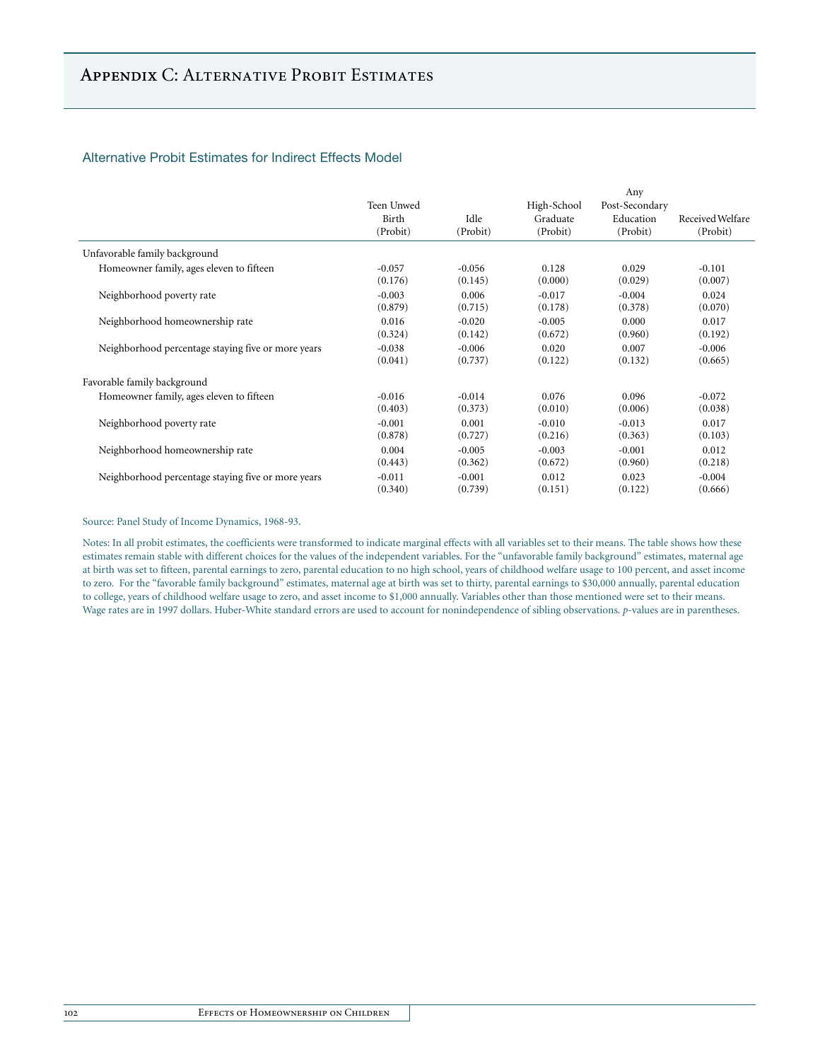# Appendix C: Alternative Probit Estimates

## Alternative Probit Estimates for Indirect Effects Model

| | Teen Unwed Birth (Probit) | Idle (Probit) | High-School Graduate (Probit) | Any Post-Secondary Education (Probit) | Received Welfare (Probit) |
|---|---|---|---|---|---|
| Unfavorable family background | | | | | |
| Homeowner family, ages eleven to fifteen | -0.057 | -0.056 | 0.128 | 0.029 | -0.101 |
| | (0.176) | (0.145) | (0.000) | (0.029) | (0.007) |
| Neighborhood poverty rate | -0.003 | 0.006 | -0.017 | -0.004 | 0.024 |
| | (0.879) | (0.715) | (0.178) | (0.378) | (0.070) |
| Neighborhood homeownership rate | 0.016 | -0.020 | -0.005 | 0.000 | 0.017 |
| | (0.324) | (0.142) | (0.672) | (0.960) | (0.192) |
| Neighborhood percentage staying five or more years | -0.038 | -0.006 | 0.020 | 0.007 | -0.006 |
| | (0.041) | (0.737) | (0.122) | (0.132) | (0.665) |
| Favorable family background | | | | | |
| Homeowner family, ages eleven to fifteen | -0.016 | -0.014 | 0.076 | 0.096 | -0.072 |
| | (0.403) | (0.373) | (0.010) | (0.006) | (0.038) |
| Neighborhood poverty rate | -0.001 | 0.001 | -0.010 | -0.013 | 0.017 |
| | (0.878) | (0.727) | (0.216) | (0.363) | (0.103) |
| Neighborhood homeownership rate | 0.004 | -0.005 | -0.003 | -0.001 | 0.012 |
| | (0.443) | (0.362) | (0.672) | (0.960) | (0.218) |
| Neighborhood percentage staying five or more years | -0.011 | -0.001 | 0.012 | 0.023 | -0.004 |
| | (0.340) | (0.739) | (0.151) | (0.122) | (0.666) |

Source: Panel Study of Income Dynamics, 1968-93.

Notes: In all probit estimates, the coefficients were transformed to indicate marginal effects with all variables set to their means. The table shows how these estimates remain stable with different choices for the values of the independent variables. For the "unfavorable family background" estimates, maternal age at birth was set to fifteen, parental earnings to zero, parental education to no high school, years of childhood welfare usage to 100 percent, and asset income to zero. For the "favorable family background" estimates, maternal age at birth was set to thirty, parental earnings to $30,000 annually, parental education to college, years of childhood welfare usage to zero, and asset income to $1,000 annually. Variables other than those mentioned were set to their means. Wage rates are in 1997 dollars. Huber-White standard errors are used to account for nonindependence of sibling observations. *p*-values are in parentheses.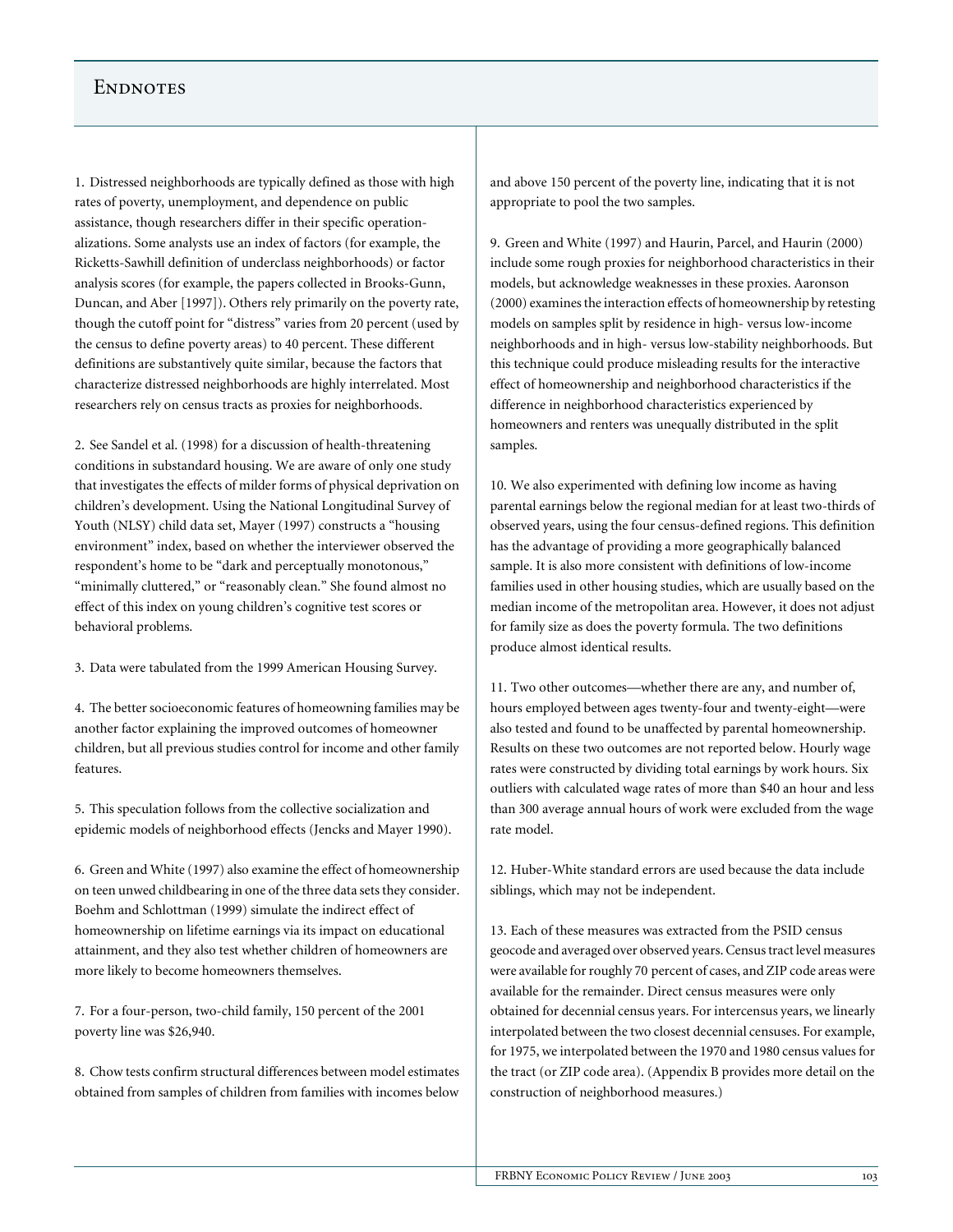# Endnotes

1. Distressed neighborhoods are typically defined as those with high rates of poverty, unemployment, and dependence on public assistance, though researchers differ in their specific operationalizations. Some analysts use an index of factors (for example, the Ricketts-Sawhill definition of underclass neighborhoods) or factor analysis scores (for example, the papers collected in Brooks-Gunn, Duncan, and Aber [1997]). Others rely primarily on the poverty rate, though the cutoff point for "distress" varies from 20 percent (used by the census to define poverty areas) to 40 percent. These different definitions are substantively quite similar, because the factors that characterize distressed neighborhoods are highly interrelated. Most researchers rely on census tracts as proxies for neighborhoods.

2. See Sandel et al. (1998) for a discussion of health-threatening conditions in substandard housing. We are aware of only one study that investigates the effects of milder forms of physical deprivation on children's development. Using the National Longitudinal Survey of Youth (NLSY) child data set, Mayer (1997) constructs a "housing environment" index, based on whether the interviewer observed the respondent's home to be "dark and perceptually monotonous," "minimally cluttered," or "reasonably clean." She found almost no effect of this index on young children's cognitive test scores or behavioral problems.

3. Data were tabulated from the 1999 American Housing Survey.

4. The better socioeconomic features of homeowning families may be another factor explaining the improved outcomes of homeowner children, but all previous studies control for income and other family features.

5. This speculation follows from the collective socialization and epidemic models of neighborhood effects (Jencks and Mayer 1990).

6. Green and White (1997) also examine the effect of homeownership on teen unwed childbearing in one of the three data sets they consider. Boehm and Schlottman (1999) simulate the indirect effect of homeownership on lifetime earnings via its impact on educational attainment, and they also test whether children of homeowners are more likely to become homeowners themselves.

7. For a four-person, two-child family, 150 percent of the 2001 poverty line was $26,940.

8. Chow tests confirm structural differences between model estimates obtained from samples of children from families with incomes below and above 150 percent of the poverty line, indicating that it is not appropriate to pool the two samples.

9. Green and White (1997) and Haurin, Parcel, and Haurin (2000) include some rough proxies for neighborhood characteristics in their models, but acknowledge weaknesses in these proxies. Aaronson (2000) examines the interaction effects of homeownership by retesting models on samples split by residence in high- versus low-income neighborhoods and in high- versus low-stability neighborhoods. But this technique could produce misleading results for the interactive effect of homeownership and neighborhood characteristics if the difference in neighborhood characteristics experienced by homeowners and renters was unequally distributed in the split samples.

10. We also experimented with defining low income as having parental earnings below the regional median for at least two-thirds of observed years, using the four census-defined regions. This definition has the advantage of providing a more geographically balanced sample. It is also more consistent with definitions of low-income families used in other housing studies, which are usually based on the median income of the metropolitan area. However, it does not adjust for family size as does the poverty formula. The two definitions produce almost identical results.

11. Two other outcomes—whether there are any, and number of, hours employed between ages twenty-four and twenty-eight—were also tested and found to be unaffected by parental homeownership. Results on these two outcomes are not reported below. Hourly wage rates were constructed by dividing total earnings by work hours. Six outliers with calculated wage rates of more than $40 an hour and less than 300 average annual hours of work were excluded from the wage rate model.

12. Huber-White standard errors are used because the data include siblings, which may not be independent.

13. Each of these measures was extracted from the PSID census geocode and averaged over observed years. Census tract level measures were available for roughly 70 percent of cases, and ZIP code areas were available for the remainder. Direct census measures were only obtained for decennial census years. For intercensus years, we linearly interpolated between the two closest decennial censuses. For example, for 1975, we interpolated between the 1970 and 1980 census values for the tract (or ZIP code area). (Appendix B provides more detail on the construction of neighborhood measures.)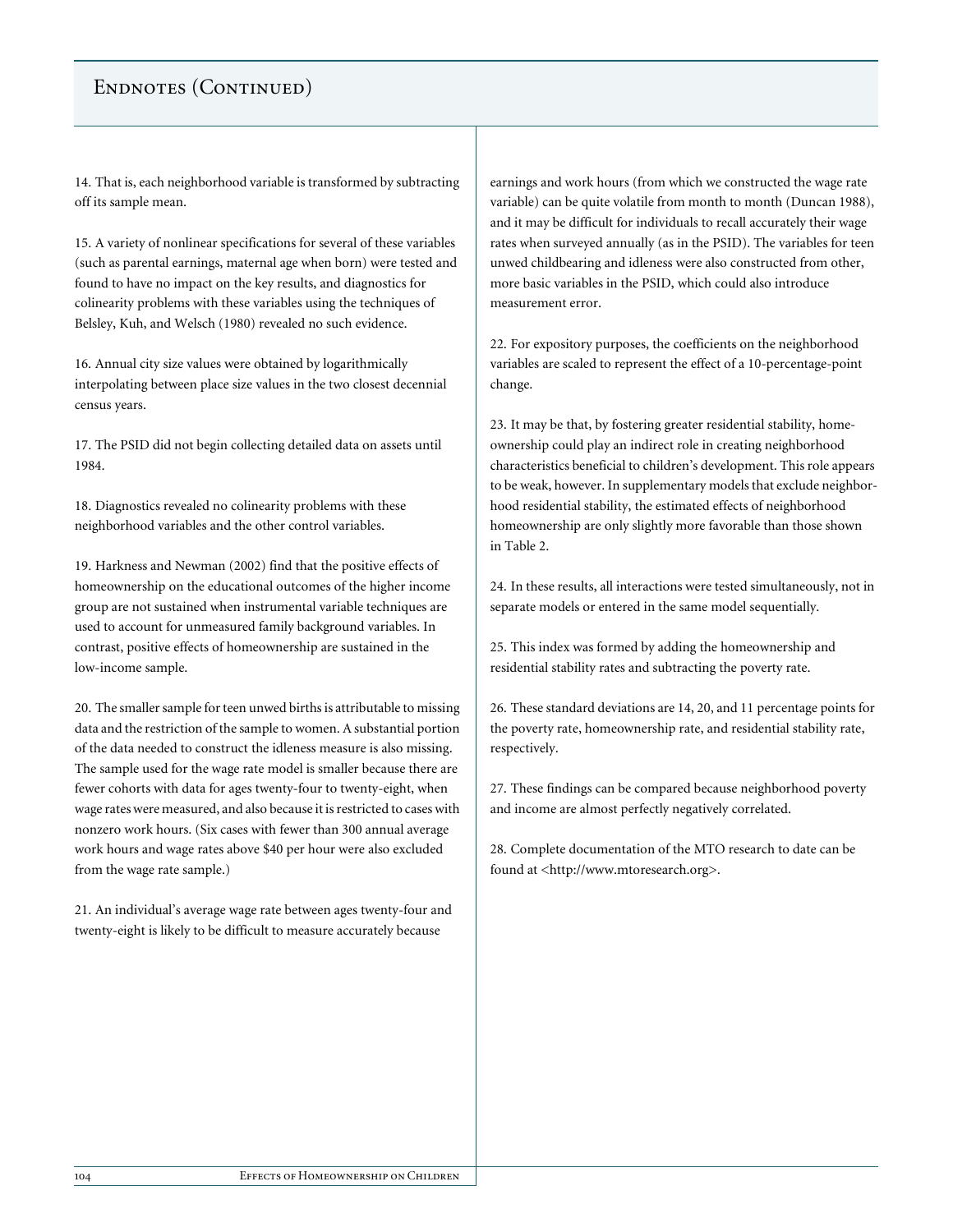## Endnotes (Continued)

14. That is, each neighborhood variable is transformed by subtracting off its sample mean.

15. A variety of nonlinear specifications for several of these variables (such as parental earnings, maternal age when born) were tested and found to have no impact on the key results, and diagnostics for colinearity problems with these variables using the techniques of Belsley, Kuh, and Welsch (1980) revealed no such evidence.

16. Annual city size values were obtained by logarithmically interpolating between place size values in the two closest decennial census years.

17. The PSID did not begin collecting detailed data on assets until 1984.

18. Diagnostics revealed no colinearity problems with these neighborhood variables and the other control variables.

19. Harkness and Newman (2002) find that the positive effects of homeownership on the educational outcomes of the higher income group are not sustained when instrumental variable techniques are used to account for unmeasured family background variables. In contrast, positive effects of homeownership are sustained in the low-income sample.

20. The smaller sample for teen unwed births is attributable to missing data and the restriction of the sample to women. A substantial portion of the data needed to construct the idleness measure is also missing. The sample used for the wage rate model is smaller because there are fewer cohorts with data for ages twenty-four to twenty-eight, when wage rates were measured, and also because it is restricted to cases with nonzero work hours. (Six cases with fewer than 300 annual average work hours and wage rates above $40 per hour were also excluded from the wage rate sample.)

21. An individual's average wage rate between ages twenty-four and twenty-eight is likely to be difficult to measure accurately because earnings and work hours (from which we constructed the wage rate variable) can be quite volatile from month to month (Duncan 1988), and it may be difficult for individuals to recall accurately their wage rates when surveyed annually (as in the PSID). The variables for teen unwed childbearing and idleness were also constructed from other, more basic variables in the PSID, which could also introduce measurement error.

22. For expository purposes, the coefficients on the neighborhood variables are scaled to represent the effect of a 10-percentage-point change.

23. It may be that, by fostering greater residential stability, homeownership could play an indirect role in creating neighborhood characteristics beneficial to children's development. This role appears to be weak, however. In supplementary models that exclude neighborhood residential stability, the estimated effects of neighborhood homeownership are only slightly more favorable than those shown in Table 2.

24. In these results, all interactions were tested simultaneously, not in separate models or entered in the same model sequentially.

25. This index was formed by adding the homeownership and residential stability rates and subtracting the poverty rate.

26. These standard deviations are 14, 20, and 11 percentage points for the poverty rate, homeownership rate, and residential stability rate, respectively.

27. These findings can be compared because neighborhood poverty and income are almost perfectly negatively correlated.

28. Complete documentation of the MTO research to date can be found at <http://www.mtoresearch.org>.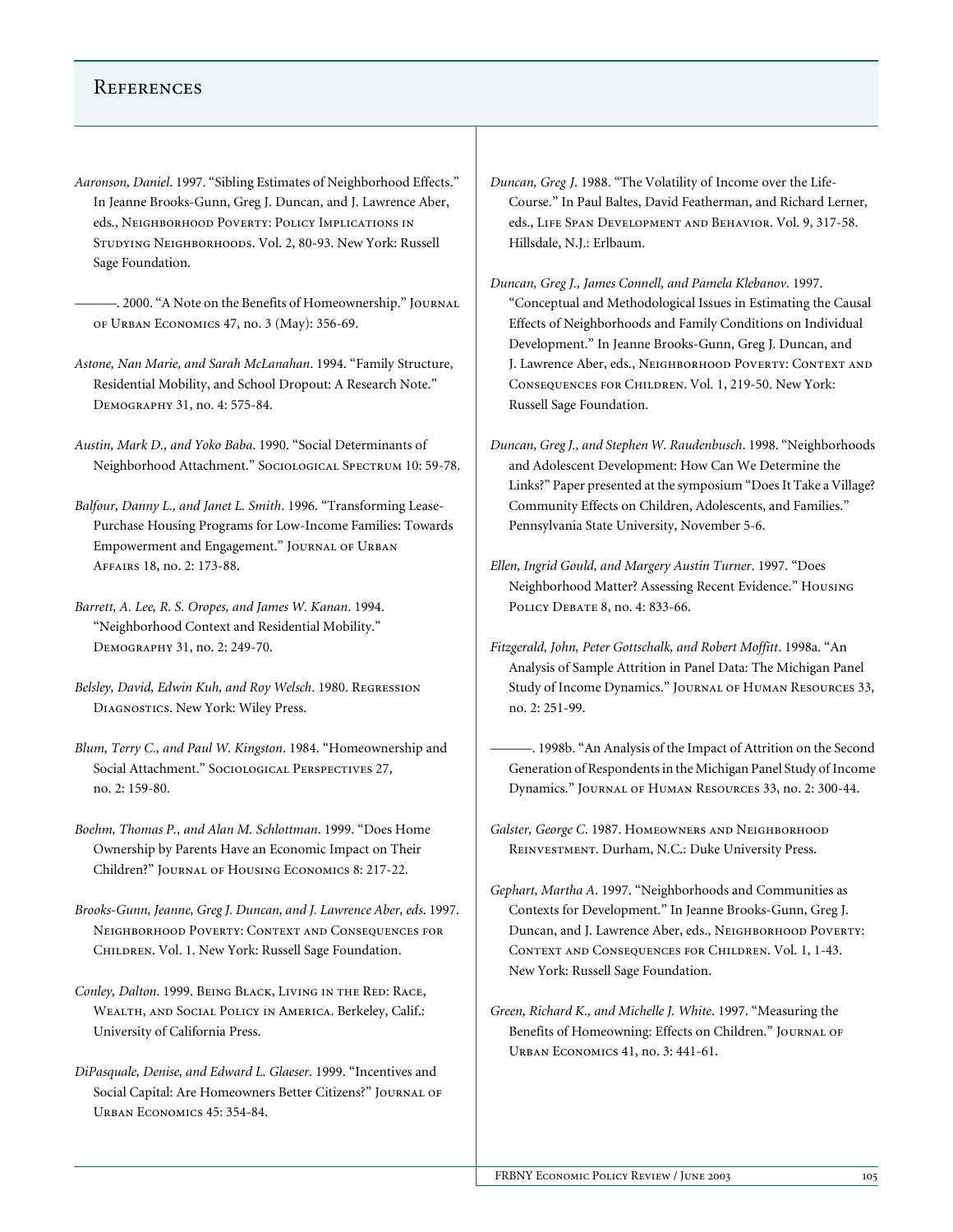# References

*Aaronson, Daniel*. 1997. "Sibling Estimates of Neighborhood Effects." In Jeanne Brooks-Gunn, Greg J. Duncan, and J. Lawrence Aber, eds., Neighborhood Poverty: Policy Implications in Studying Neighborhoods. Vol. 2, 80-93. New York: Russell Sage Foundation.

———. 2000. "A Note on the Benefits of Homeownership." Journal of Urban Economics 47, no. 3 (May): 356-69.

*Astone, Nan Marie, and Sarah McLanahan*. 1994. "Family Structure, Residential Mobility, and School Dropout: A Research Note." Demography 31, no. 4: 575-84.

*Austin, Mark D., and Yoko Baba*. 1990. "Social Determinants of Neighborhood Attachment." Sociological Spectrum 10: 59-78.

*Balfour, Danny L., and Janet L. Smith*. 1996. "Transforming Lease-Purchase Housing Programs for Low-Income Families: Towards Empowerment and Engagement." Journal of Urban Affairs 18, no. 2: 173-88.

*Barrett, A. Lee, R. S. Oropes, and James W. Kanan*. 1994. "Neighborhood Context and Residential Mobility." Demography 31, no. 2: 249-70.

*Belsley, David, Edwin Kuh, and Roy Welsch*. 1980. Regression Diagnostics. New York: Wiley Press.

*Blum, Terry C., and Paul W. Kingston*. 1984. "Homeownership and Social Attachment." Sociological Perspectives 27, no. 2: 159-80.

*Boehm, Thomas P., and Alan M. Schlottman*. 1999. "Does Home Ownership by Parents Have an Economic Impact on Their Children?" Journal of Housing Economics 8: 217-22.

*Brooks-Gunn, Jeanne, Greg J. Duncan, and J. Lawrence Aber, eds*. 1997. Neighborhood Poverty: Context and Consequences for Children. Vol. 1. New York: Russell Sage Foundation.

*Conley, Dalton*. 1999. Being Black, Living in the Red: Race, Wealth, and Social Policy in America. Berkeley, Calif.: University of California Press.

*DiPasquale, Denise, and Edward L. Glaeser*. 1999. "Incentives and Social Capital: Are Homeowners Better Citizens?" Journal of Urban Economics 45: 354-84.

*Duncan, Greg J*. 1988. "The Volatility of Income over the Life-Course." In Paul Baltes, David Featherman, and Richard Lerner, eds., Life Span Development and Behavior. Vol. 9, 317-58. Hillsdale, N.J.: Erlbaum.

*Duncan, Greg J., James Connell, and Pamela Klebanov*. 1997. "Conceptual and Methodological Issues in Estimating the Causal Effects of Neighborhoods and Family Conditions on Individual Development." In Jeanne Brooks-Gunn, Greg J. Duncan, and J. Lawrence Aber, eds., Neighborhood Poverty: Context and Consequences for Children. Vol. 1, 219-50. New York: Russell Sage Foundation.

*Duncan, Greg J., and Stephen W. Raudenbusch*. 1998. "Neighborhoods and Adolescent Development: How Can We Determine the Links?" Paper presented at the symposium "Does It Take a Village? Community Effects on Children, Adolescents, and Families." Pennsylvania State University, November 5-6.

*Ellen, Ingrid Gould, and Margery Austin Turner*. 1997. "Does Neighborhood Matter? Assessing Recent Evidence." Housing Policy Debate 8, no. 4: 833-66.

*Fitzgerald, John, Peter Gottschalk, and Robert Moffitt*. 1998a. "An Analysis of Sample Attrition in Panel Data: The Michigan Panel Study of Income Dynamics." Journal of Human Resources 33, no. 2: 251-99.

———. 1998b. "An Analysis of the Impact of Attrition on the Second Generation of Respondents in the Michigan Panel Study of Income Dynamics." Journal of Human Resources 33, no. 2: 300-44.

*Galster, George C*. 1987. Homeowners and Neighborhood Reinvestment. Durham, N.C.: Duke University Press.

*Gephart, Martha A*. 1997. "Neighborhoods and Communities as Contexts for Development." In Jeanne Brooks-Gunn, Greg J. Duncan, and J. Lawrence Aber, eds., Neighborhood Poverty: Context and Consequences for Children. Vol. 1, 1-43. New York: Russell Sage Foundation.

*Green, Richard K., and Michelle J. White*. 1997. "Measuring the Benefits of Homeowning: Effects on Children." Journal of Urban Economics 41, no. 3: 441-61.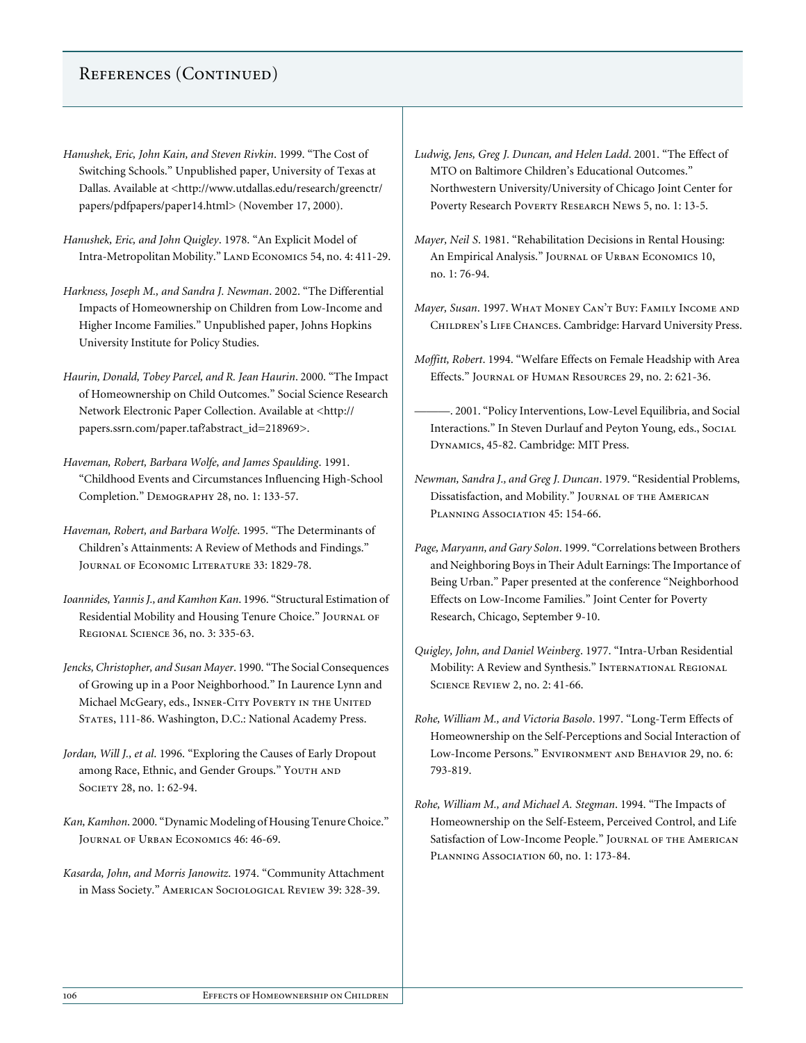## References (Continued)

*Hanushek, Eric, John Kain, and Steven Rivkin*. 1999. "The Cost of Switching Schools." Unpublished paper, University of Texas at Dallas. Available at <http://www.utdallas.edu/research/greenctr/papers/pdfpapers/paper14.html> (November 17, 2000).

*Hanushek, Eric, and John Quigley*. 1978. "An Explicit Model of Intra-Metropolitan Mobility." Land Economics 54, no. 4: 411-29.

*Harkness, Joseph M., and Sandra J. Newman*. 2002. "The Differential Impacts of Homeownership on Children from Low-Income and Higher Income Families." Unpublished paper, Johns Hopkins University Institute for Policy Studies.

*Haurin, Donald, Tobey Parcel, and R. Jean Haurin*. 2000. "The Impact of Homeownership on Child Outcomes." Social Science Research Network Electronic Paper Collection. Available at <http://papers.ssrn.com/paper.taf?abstract_id=218969>.

*Haveman, Robert, Barbara Wolfe, and James Spaulding*. 1991. "Childhood Events and Circumstances Influencing High-School Completion." Demography 28, no. 1: 133-57.

*Haveman, Robert, and Barbara Wolfe*. 1995. "The Determinants of Children's Attainments: A Review of Methods and Findings." Journal of Economic Literature 33: 1829-78.

*Ioannides, Yannis J., and Kamhon Kan*. 1996. "Structural Estimation of Residential Mobility and Housing Tenure Choice." Journal of Regional Science 36, no. 3: 335-63.

*Jencks, Christopher, and Susan Mayer*. 1990. "The Social Consequences of Growing up in a Poor Neighborhood." In Laurence Lynn and Michael McGeary, eds., Inner-City Poverty in the United States, 111-86. Washington, D.C.: National Academy Press.

*Jordan, Will J., et al.* 1996. "Exploring the Causes of Early Dropout among Race, Ethnic, and Gender Groups." Youth and Society 28, no. 1: 62-94.

*Kan, Kamhon*. 2000. "Dynamic Modeling of Housing Tenure Choice." Journal of Urban Economics 46: 46-69.

*Kasarda, John, and Morris Janowitz*. 1974. "Community Attachment in Mass Society." American Sociological Review 39: 328-39.

*Ludwig, Jens, Greg J. Duncan, and Helen Ladd*. 2001. "The Effect of MTO on Baltimore Children's Educational Outcomes." Northwestern University/University of Chicago Joint Center for Poverty Research Poverty Research News 5, no. 1: 13-5.

*Mayer, Neil S*. 1981. "Rehabilitation Decisions in Rental Housing: An Empirical Analysis." Journal of Urban Economics 10, no. 1: 76-94.

*Mayer, Susan*. 1997. What Money Can't Buy: Family Income and Children's Life Chances. Cambridge: Harvard University Press.

*Moffitt, Robert*. 1994. "Welfare Effects on Female Headship with Area Effects." Journal of Human Resources 29, no. 2: 621-36.

———. 2001. "Policy Interventions, Low-Level Equilibria, and Social Interactions." In Steven Durlauf and Peyton Young, eds., Social Dynamics, 45-82. Cambridge: MIT Press.

*Newman, Sandra J., and Greg J. Duncan*. 1979. "Residential Problems, Dissatisfaction, and Mobility." Journal of the American Planning Association 45: 154-66.

*Page, Maryann, and Gary Solon*. 1999. "Correlations between Brothers and Neighboring Boys in Their Adult Earnings: The Importance of Being Urban." Paper presented at the conference "Neighborhood Effects on Low-Income Families." Joint Center for Poverty Research, Chicago, September 9-10.

*Quigley, John, and Daniel Weinberg*. 1977. "Intra-Urban Residential Mobility: A Review and Synthesis." International Regional Science Review 2, no. 2: 41-66.

*Rohe, William M., and Victoria Basolo*. 1997. "Long-Term Effects of Homeownership on the Self-Perceptions and Social Interaction of Low-Income Persons." Environment and Behavior 29, no. 6: 793-819.

*Rohe, William M., and Michael A. Stegman*. 1994. "The Impacts of Homeownership on the Self-Esteem, Perceived Control, and Life Satisfaction of Low-Income People." Journal of the American Planning Association 60, no. 1: 173-84.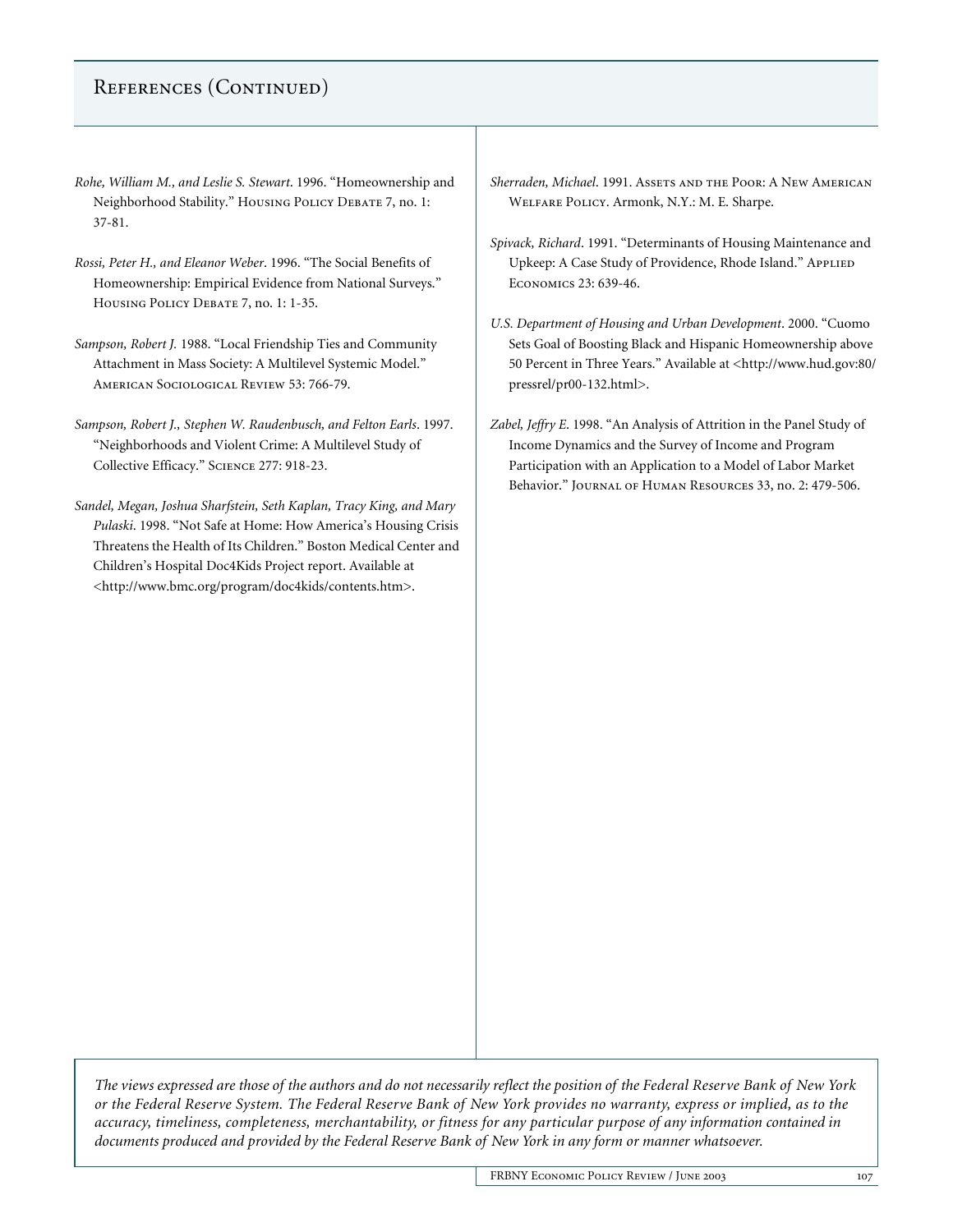## References (Continued)

*Rohe, William M., and Leslie S. Stewart.* 1996. "Homeownership and Neighborhood Stability." Housing Policy Debate 7, no. 1: 37-81.

*Rossi, Peter H., and Eleanor Weber.* 1996. "The Social Benefits of Homeownership: Empirical Evidence from National Surveys." Housing Policy Debate 7, no. 1: 1-35.

*Sampson, Robert J.* 1988. "Local Friendship Ties and Community Attachment in Mass Society: A Multilevel Systemic Model." American Sociological Review 53: 766-79.

*Sampson, Robert J., Stephen W. Raudenbusch, and Felton Earls.* 1997. "Neighborhoods and Violent Crime: A Multilevel Study of Collective Efficacy." Science 277: 918-23.

*Sandel, Megan, Joshua Sharfstein, Seth Kaplan, Tracy King, and Mary Pulaski.* 1998. "Not Safe at Home: How America's Housing Crisis Threatens the Health of Its Children." Boston Medical Center and Children's Hospital Doc4Kids Project report. Available at <http://www.bmc.org/program/doc4kids/contents.htm>.

*Sherraden, Michael.* 1991. Assets and the Poor: A New American Welfare Policy. Armonk, N.Y.: M. E. Sharpe.

*Spivack, Richard.* 1991. "Determinants of Housing Maintenance and Upkeep: A Case Study of Providence, Rhode Island." Applied Economics 23: 639-46.

*U.S. Department of Housing and Urban Development.* 2000. "Cuomo Sets Goal of Boosting Black and Hispanic Homeownership above 50 Percent in Three Years." Available at <http://www.hud.gov:80/pressrel/pr00-132.html>.

*Zabel, Jeffry E.* 1998. "An Analysis of Attrition in the Panel Study of Income Dynamics and the Survey of Income and Program Participation with an Application to a Model of Labor Market Behavior." Journal of Human Resources 33, no. 2: 479-506.

*The views expressed are those of the authors and do not necessarily reflect the position of the Federal Reserve Bank of New York or the Federal Reserve System. The Federal Reserve Bank of New York provides no warranty, express or implied, as to the accuracy, timeliness, completeness, merchantability, or fitness for any particular purpose of any information contained in documents produced and provided by the Federal Reserve Bank of New York in any form or manner whatsoever.*